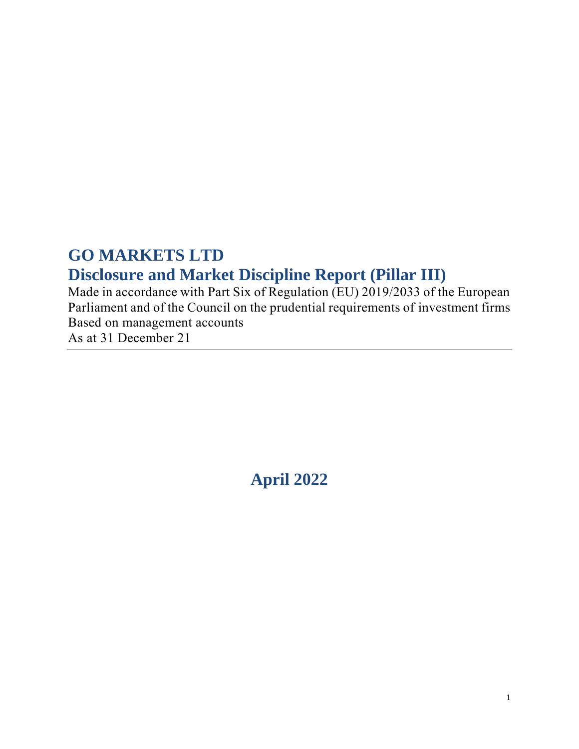# GO MARKETS LTD

## Disclosure and Market Discipline Report (Pillar III)

Made in accordance with Part Six of Regulation (EU) 2019/2033 of the European Parliament and of the Council on the prudential requirements of investment firms
Based on management accounts
As at 31 December 21

---

**April 2022**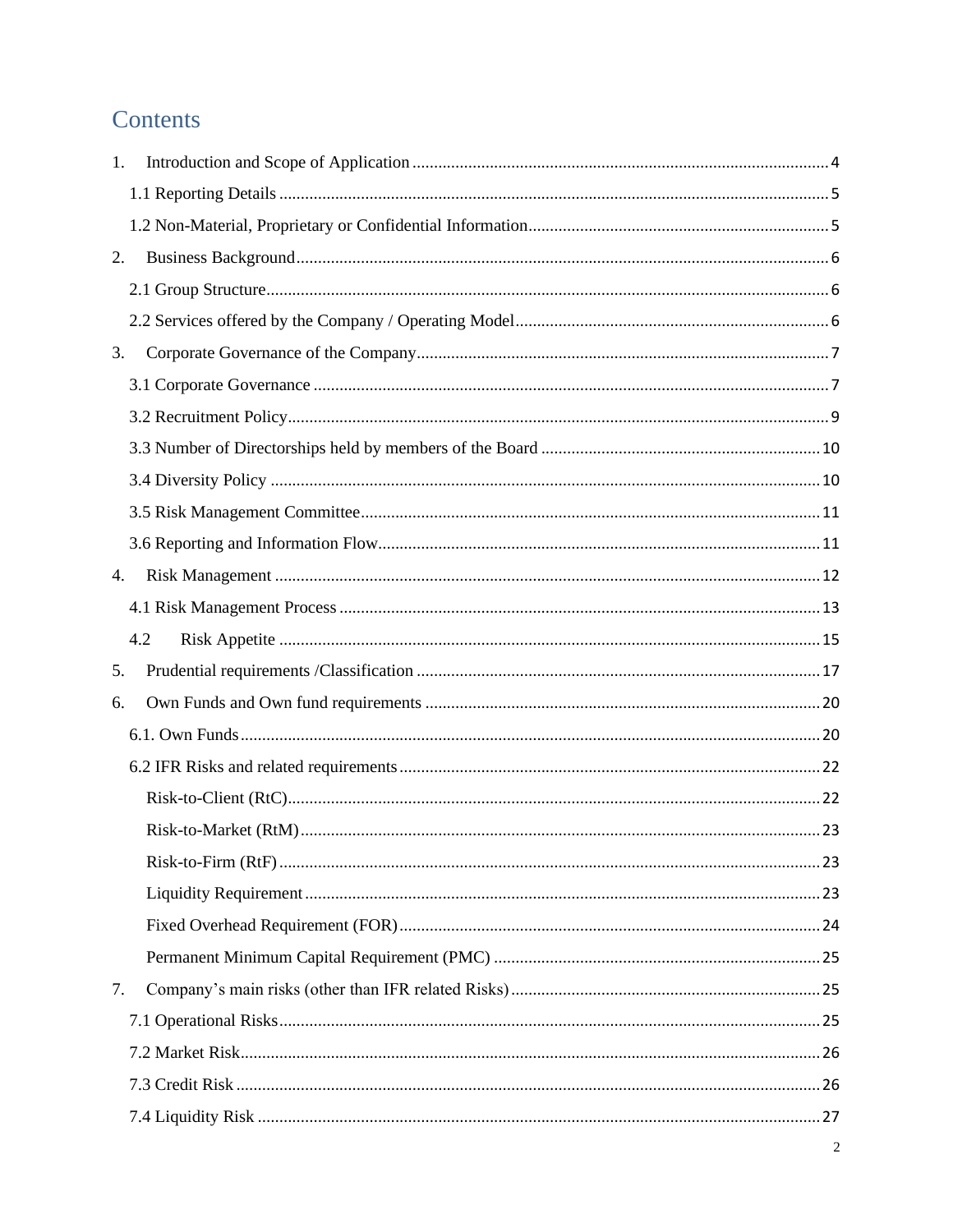# Contents

1. Introduction and Scope of Application ........ 4
   - 1.1 Reporting Details ........ 5
   - 1.2 Non-Material, Proprietary or Confidential Information ........ 5
2. Business Background ........ 6
   - 2.1 Group Structure ........ 6
   - 2.2 Services offered by the Company / Operating Model ........ 6
3. Corporate Governance of the Company ........ 7
   - 3.1 Corporate Governance ........ 7
   - 3.2 Recruitment Policy ........ 9
   - 3.3 Number of Directorships held by members of the Board ........ 10
   - 3.4 Diversity Policy ........ 10
   - 3.5 Risk Management Committee ........ 11
   - 3.6 Reporting and Information Flow ........ 11
4. Risk Management ........ 12
   - 4.1 Risk Management Process ........ 13
   - 4.2 Risk Appetite ........ 15
5. Prudential requirements /Classification ........ 17
6. Own Funds and Own fund requirements ........ 20
   - 6.1. Own Funds ........ 20
   - 6.2 IFR Risks and related requirements ........ 22
     - Risk-to-Client (RtC) ........ 22
     - Risk-to-Market (RtM) ........ 23
     - Risk-to-Firm (RtF) ........ 23
     - Liquidity Requirement ........ 23
     - Fixed Overhead Requirement (FOR) ........ 24
     - Permanent Minimum Capital Requirement (PMC) ........ 25
7. Company's main risks (other than IFR related Risks) ........ 25
   - 7.1 Operational Risks ........ 25
   - 7.2 Market Risk ........ 26
   - 7.3 Credit Risk ........ 26
   - 7.4 Liquidity Risk ........ 27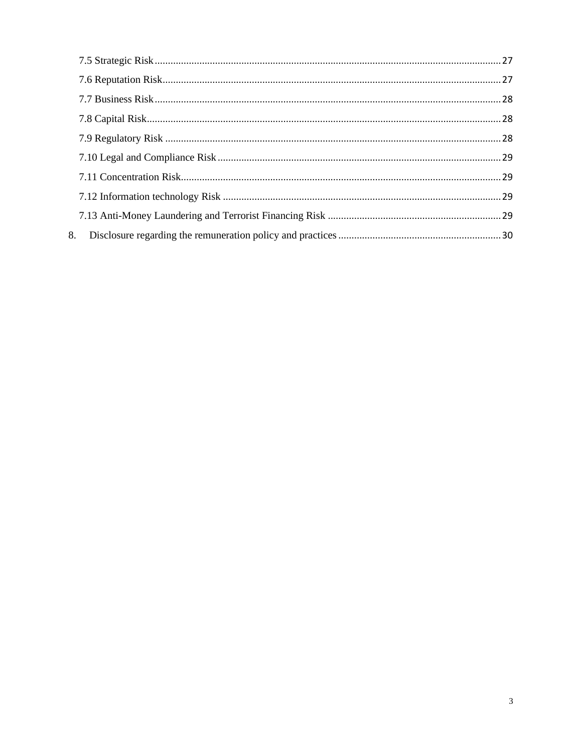7.5 Strategic Risk ........................................................................................................................ 27

7.6 Reputation Risk ...................................................................................................................... 27

7.7 Business Risk ........................................................................................................................ 28

7.8 Capital Risk ........................................................................................................................... 28

7.9 Regulatory Risk ..................................................................................................................... 28

7.10 Legal and Compliance Risk ................................................................................................. 29

7.11 Concentration Risk ............................................................................................................... 29

7.12 Information technology Risk ............................................................................................... 29

7.13 Anti-Money Laundering and Terrorist Financing Risk ........................................................ 29

8. Disclosure regarding the remuneration policy and practices .................................................. 30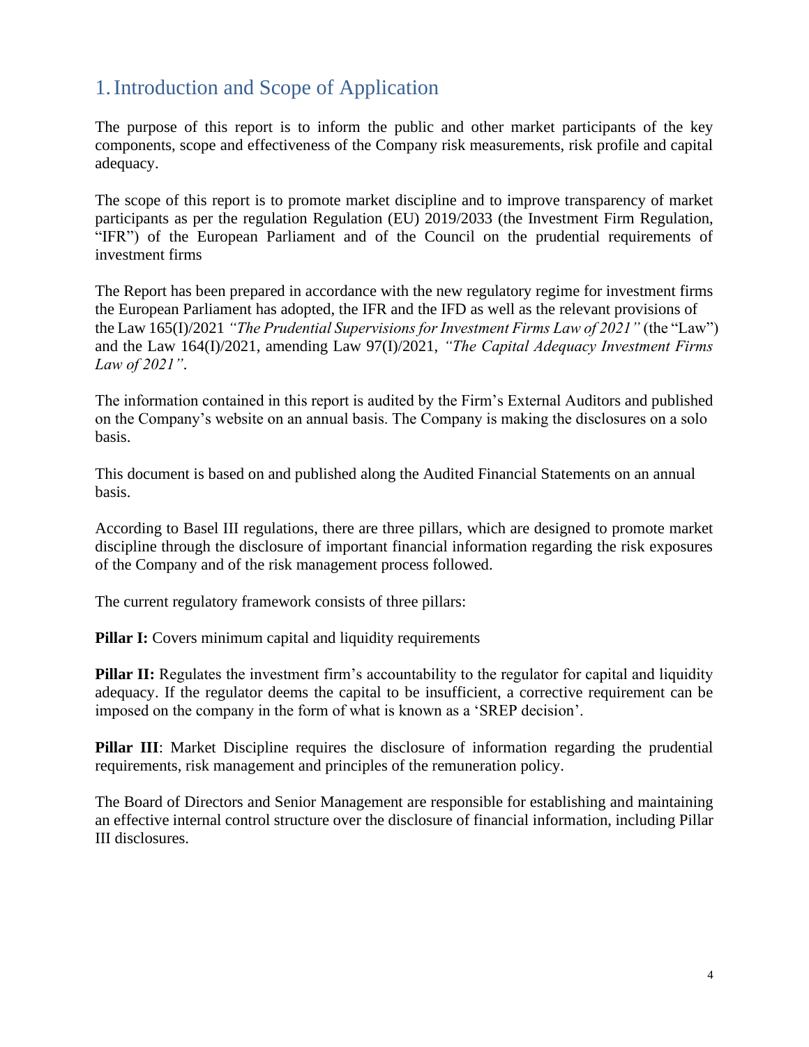# 1. Introduction and Scope of Application

The purpose of this report is to inform the public and other market participants of the key components, scope and effectiveness of the Company risk measurements, risk profile and capital adequacy.

The scope of this report is to promote market discipline and to improve transparency of market participants as per the regulation Regulation (EU) 2019/2033 (the Investment Firm Regulation, "IFR") of the European Parliament and of the Council on the prudential requirements of investment firms

The Report has been prepared in accordance with the new regulatory regime for investment firms the European Parliament has adopted, the IFR and the IFD as well as the relevant provisions of the Law 165(I)/2021 *"The Prudential Supervisions for Investment Firms Law of 2021"* (the "Law") and the Law 164(I)/2021, amending Law 97(I)/2021, *"The Capital Adequacy Investment Firms Law of 2021"*.

The information contained in this report is audited by the Firm's External Auditors and published on the Company's website on an annual basis. The Company is making the disclosures on a solo basis.

This document is based on and published along the Audited Financial Statements on an annual basis.

According to Basel III regulations, there are three pillars, which are designed to promote market discipline through the disclosure of important financial information regarding the risk exposures of the Company and of the risk management process followed.

The current regulatory framework consists of three pillars:

**Pillar I:** Covers minimum capital and liquidity requirements

**Pillar II:** Regulates the investment firm's accountability to the regulator for capital and liquidity adequacy. If the regulator deems the capital to be insufficient, a corrective requirement can be imposed on the company in the form of what is known as a 'SREP decision'.

**Pillar III**: Market Discipline requires the disclosure of information regarding the prudential requirements, risk management and principles of the remuneration policy.

The Board of Directors and Senior Management are responsible for establishing and maintaining an effective internal control structure over the disclosure of financial information, including Pillar III disclosures.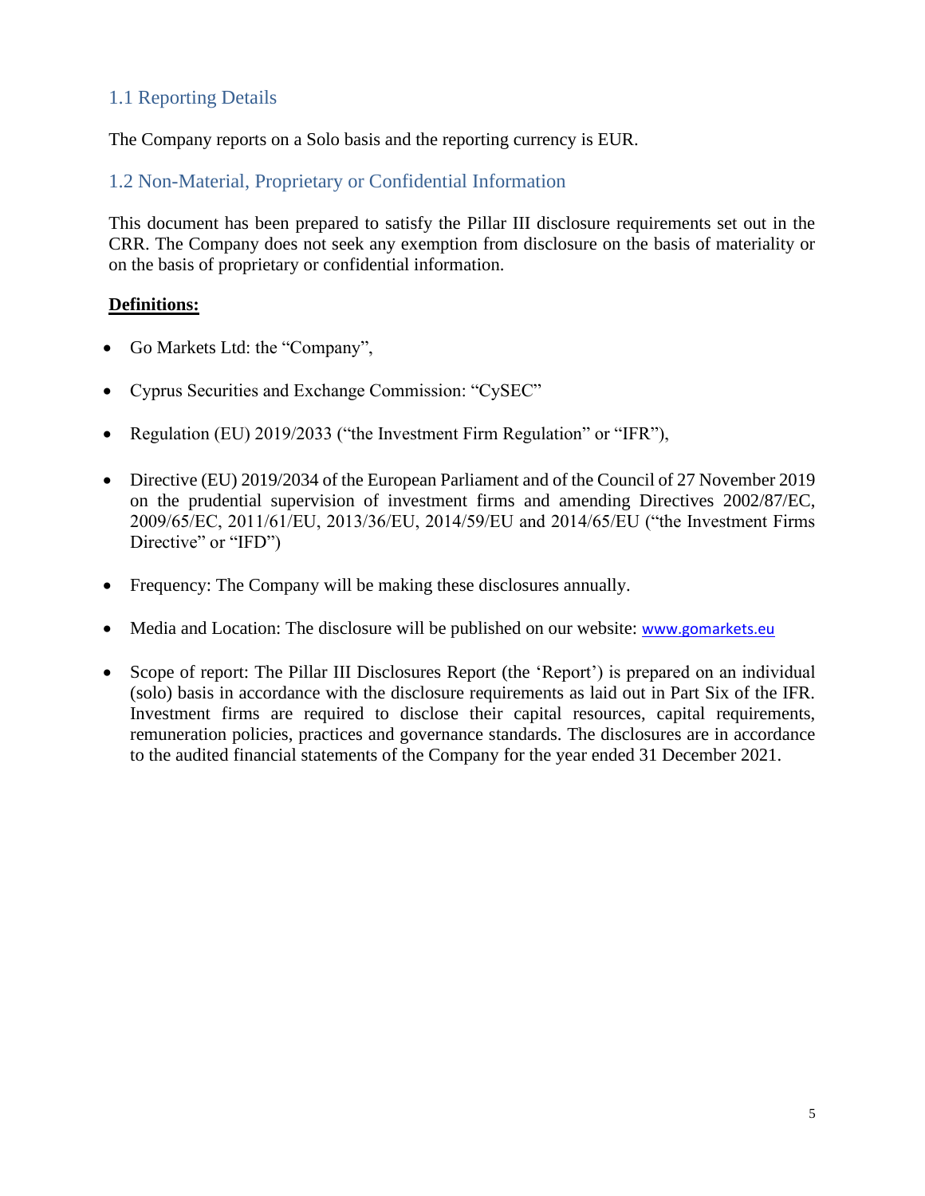## 1.1 Reporting Details

The Company reports on a Solo basis and the reporting currency is EUR.

## 1.2 Non-Material, Proprietary or Confidential Information

This document has been prepared to satisfy the Pillar III disclosure requirements set out in the CRR. The Company does not seek any exemption from disclosure on the basis of materiality or on the basis of proprietary or confidential information.

**Definitions:**

- Go Markets Ltd: the "Company",
- Cyprus Securities and Exchange Commission: "CySEC"
- Regulation (EU) 2019/2033 ("the Investment Firm Regulation" or "IFR"),
- Directive (EU) 2019/2034 of the European Parliament and of the Council of 27 November 2019 on the prudential supervision of investment firms and amending Directives 2002/87/EC, 2009/65/EC, 2011/61/EU, 2013/36/EU, 2014/59/EU and 2014/65/EU ("the Investment Firms Directive" or "IFD")
- Frequency: The Company will be making these disclosures annually.
- Media and Location: The disclosure will be published on our website: www.gomarkets.eu
- Scope of report: The Pillar III Disclosures Report (the 'Report') is prepared on an individual (solo) basis in accordance with the disclosure requirements as laid out in Part Six of the IFR. Investment firms are required to disclose their capital resources, capital requirements, remuneration policies, practices and governance standards. The disclosures are in accordance to the audited financial statements of the Company for the year ended 31 December 2021.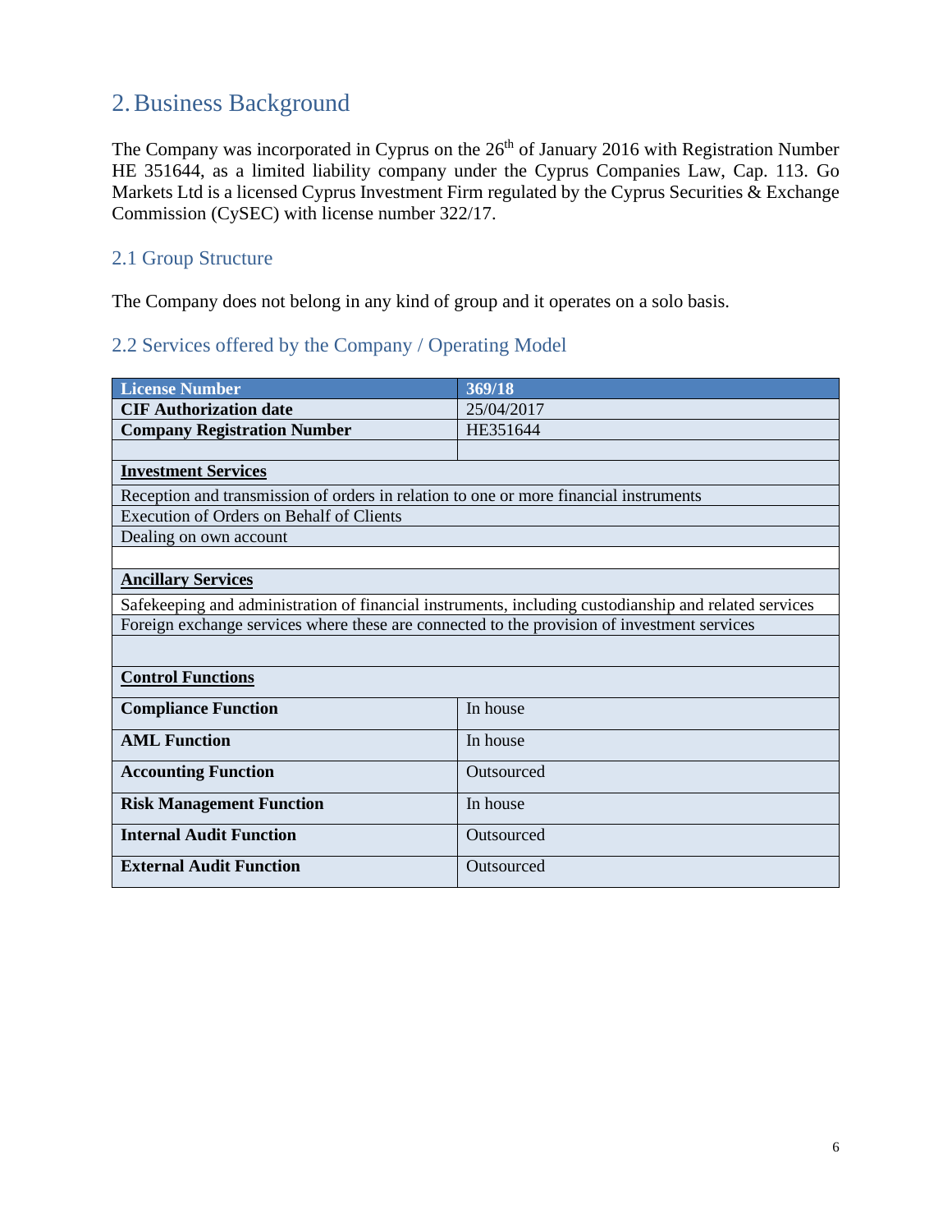## 2. Business Background

The Company was incorporated in Cyprus on the 26th of January 2016 with Registration Number HE 351644, as a limited liability company under the Cyprus Companies Law, Cap. 113. Go Markets Ltd is a licensed Cyprus Investment Firm regulated by the Cyprus Securities & Exchange Commission (CySEC) with license number 322/17.

### 2.1 Group Structure

The Company does not belong in any kind of group and it operates on a solo basis.

### 2.2 Services offered by the Company / Operating Model

| **License Number** | **369/18** |
|---|---|
| **CIF Authorization date** | 25/04/2017 |
| **Company Registration Number** | HE351644 |
| | |
| **Investment Services** | |
| Reception and transmission of orders in relation to one or more financial instruments | |
| Execution of Orders on Behalf of Clients | |
| Dealing on own account | |
| | |
| **Ancillary Services** | |
| Safekeeping and administration of financial instruments, including custodianship and related services | |
| Foreign exchange services where these are connected to the provision of investment services | |
| | |
| **Control Functions** | |
| **Compliance Function** | In house |
| **AML Function** | In house |
| **Accounting Function** | Outsourced |
| **Risk Management Function** | In house |
| **Internal Audit Function** | Outsourced |
| **External Audit Function** | Outsourced |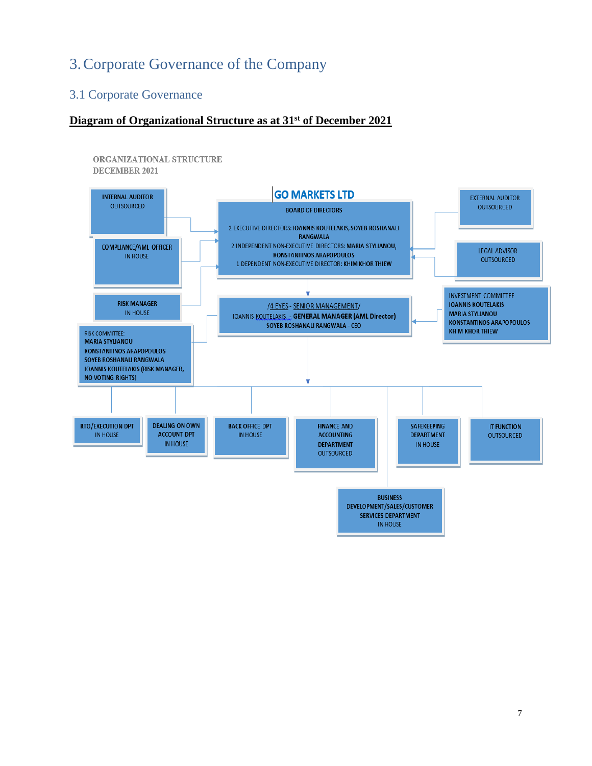# 3. Corporate Governance of the Company

## 3.1 Corporate Governance

**Diagram of Organizational Structure as at 31st of December 2021**

ORGANIZATIONAL STRUCTURE
DECEMBER 2021

**GO MARKETS LTD**

BOARD OF DIRECTORS

2 EXECUTIVE DIRECTORS: **IOANNIS KOUTELAKIS, SOYEB ROSHANALI RANGWALA**
2 INDEPENDENT NON-EXECUTIVE DIRECTORS: **MARIA STYLIANOU, KONSTANTINOS ARAPOPOULOS**
1 DEPENDENT NON-EXECUTIVE DIRECTOR: **KHIM KHOR THIEW**

INTERNAL AUDITOR
OUTSOURCED

COMPLIANCE/AML OFFICER
IN HOUSE

RISK MANAGER
IN HOUSE

RISK COMMITTEE:
**MARIA STYLIANOU**
**KONSTANTINOS ARAPOPOULOS**
**SOYEB ROSHANALI RANGWALA**
**IOANNIS KOUTELAKIS (RISK MANAGER, NO VOTING RIGHTS)**

EXTERNAL AUDITOR
OUTSOURCED

LEGAL ADVISOR
OUTSOURCED

INVESTMENT COMMITTEE
**IOANNIS KOUTELAKIS**
**MARIA STYLIANOU**
**KONSTANTINOS ARAPOPOULOS**
**KHIM KHOR THIEW**

/4 EYES - SENIOR MANAGEMENT/
IOANNIS KOUTELAKIS - **GENERAL MANAGER (AML Director)**
SOYEB ROSHANALI RANGWALA - CEO

RTO/EXECUTION DPT
IN HOUSE

DEALING ON OWN ACCOUNT DPT
IN HOUSE

BACK OFFICE DPT
IN HOUSE

FINANCE AND ACCOUNTING DEPARTMENT
OUTSOURCED

SAFEKEEPING DEPARTMENT
IN HOUSE

IT FUNCTION
OUTSOURCED

BUSINESS DEVELOPMENT/SALES/CUSTOMER SERVICES DEPARTMENT
IN HOUSE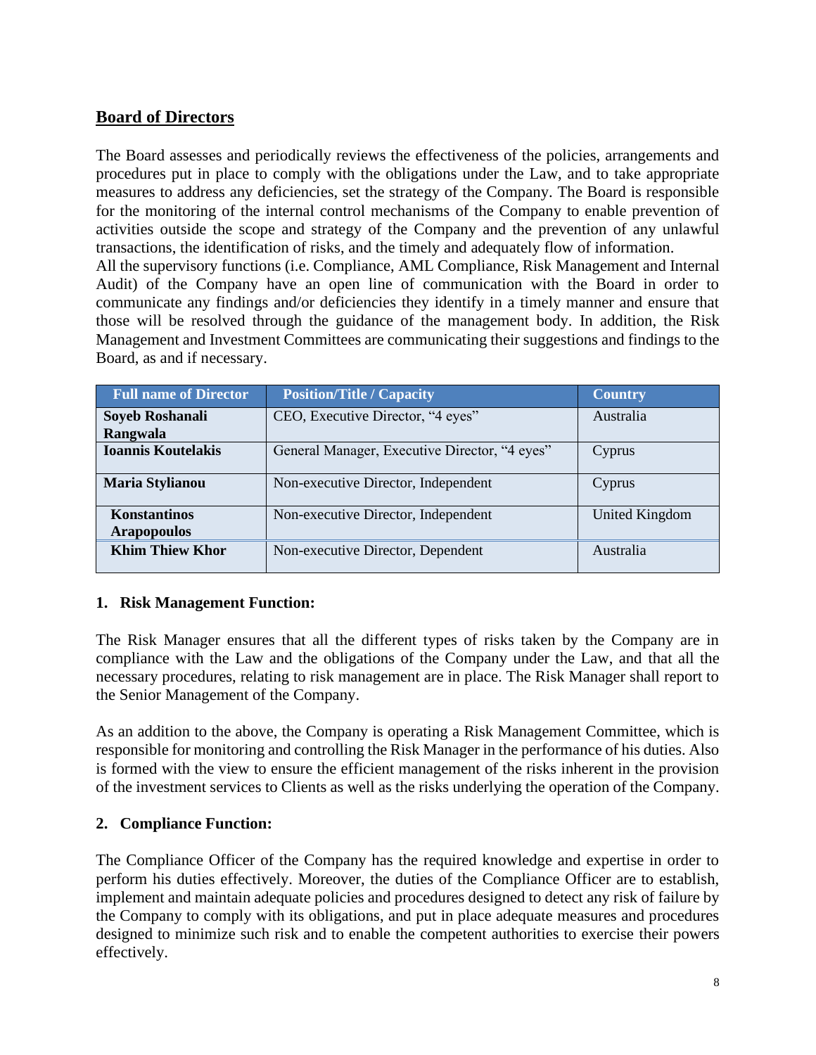## Board of Directors

The Board assesses and periodically reviews the effectiveness of the policies, arrangements and procedures put in place to comply with the obligations under the Law, and to take appropriate measures to address any deficiencies, set the strategy of the Company. The Board is responsible for the monitoring of the internal control mechanisms of the Company to enable prevention of activities outside the scope and strategy of the Company and the prevention of any unlawful transactions, the identification of risks, and the timely and adequately flow of information.
All the supervisory functions (i.e. Compliance, AML Compliance, Risk Management and Internal Audit) of the Company have an open line of communication with the Board in order to communicate any findings and/or deficiencies they identify in a timely manner and ensure that those will be resolved through the guidance of the management body. In addition, the Risk Management and Investment Committees are communicating their suggestions and findings to the Board, as and if necessary.

| Full name of Director | Position/Title / Capacity | Country |
|---|---|---|
| **Soyeb Roshanali Rangwala** | CEO, Executive Director, "4 eyes" | Australia |
| **Ioannis Koutelakis** | General Manager, Executive Director, "4 eyes" | Cyprus |
| **Maria Stylianou** | Non-executive Director, Independent | Cyprus |
| **Konstantinos Arapopoulos** | Non-executive Director, Independent | United Kingdom |
| **Khim Thiew Khor** | Non-executive Director, Dependent | Australia |

### 1. Risk Management Function:

The Risk Manager ensures that all the different types of risks taken by the Company are in compliance with the Law and the obligations of the Company under the Law, and that all the necessary procedures, relating to risk management are in place. The Risk Manager shall report to the Senior Management of the Company.

As an addition to the above, the Company is operating a Risk Management Committee, which is responsible for monitoring and controlling the Risk Manager in the performance of his duties. Also is formed with the view to ensure the efficient management of the risks inherent in the provision of the investment services to Clients as well as the risks underlying the operation of the Company.

### 2. Compliance Function:

The Compliance Officer of the Company has the required knowledge and expertise in order to perform his duties effectively. Moreover, the duties of the Compliance Officer are to establish, implement and maintain adequate policies and procedures designed to detect any risk of failure by the Company to comply with its obligations, and put in place adequate measures and procedures designed to minimize such risk and to enable the competent authorities to exercise their powers effectively.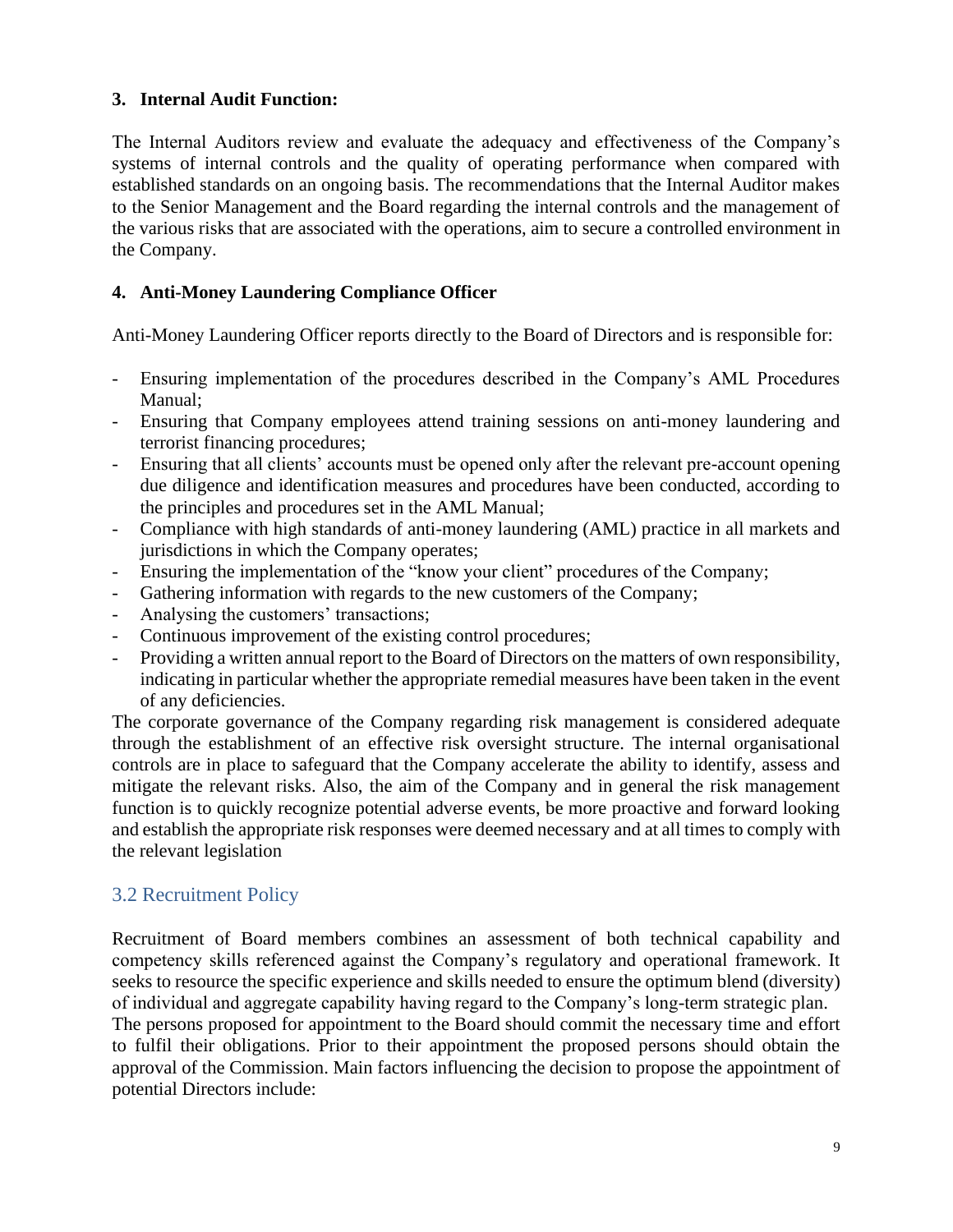**3. Internal Audit Function:**

The Internal Auditors review and evaluate the adequacy and effectiveness of the Company's systems of internal controls and the quality of operating performance when compared with established standards on an ongoing basis. The recommendations that the Internal Auditor makes to the Senior Management and the Board regarding the internal controls and the management of the various risks that are associated with the operations, aim to secure a controlled environment in the Company.

**4. Anti-Money Laundering Compliance Officer**

Anti-Money Laundering Officer reports directly to the Board of Directors and is responsible for:

- Ensuring implementation of the procedures described in the Company's AML Procedures Manual;
- Ensuring that Company employees attend training sessions on anti-money laundering and terrorist financing procedures;
- Ensuring that all clients' accounts must be opened only after the relevant pre-account opening due diligence and identification measures and procedures have been conducted, according to the principles and procedures set in the AML Manual;
- Compliance with high standards of anti-money laundering (AML) practice in all markets and jurisdictions in which the Company operates;
- Ensuring the implementation of the "know your client" procedures of the Company;
- Gathering information with regards to the new customers of the Company;
- Analysing the customers' transactions;
- Continuous improvement of the existing control procedures;
- Providing a written annual report to the Board of Directors on the matters of own responsibility, indicating in particular whether the appropriate remedial measures have been taken in the event of any deficiencies.

The corporate governance of the Company regarding risk management is considered adequate through the establishment of an effective risk oversight structure. The internal organisational controls are in place to safeguard that the Company accelerate the ability to identify, assess and mitigate the relevant risks. Also, the aim of the Company and in general the risk management function is to quickly recognize potential adverse events, be more proactive and forward looking and establish the appropriate risk responses were deemed necessary and at all times to comply with the relevant legislation

## 3.2 Recruitment Policy

Recruitment of Board members combines an assessment of both technical capability and competency skills referenced against the Company's regulatory and operational framework. It seeks to resource the specific experience and skills needed to ensure the optimum blend (diversity) of individual and aggregate capability having regard to the Company's long-term strategic plan.
The persons proposed for appointment to the Board should commit the necessary time and effort to fulfil their obligations. Prior to their appointment the proposed persons should obtain the approval of the Commission. Main factors influencing the decision to propose the appointment of potential Directors include: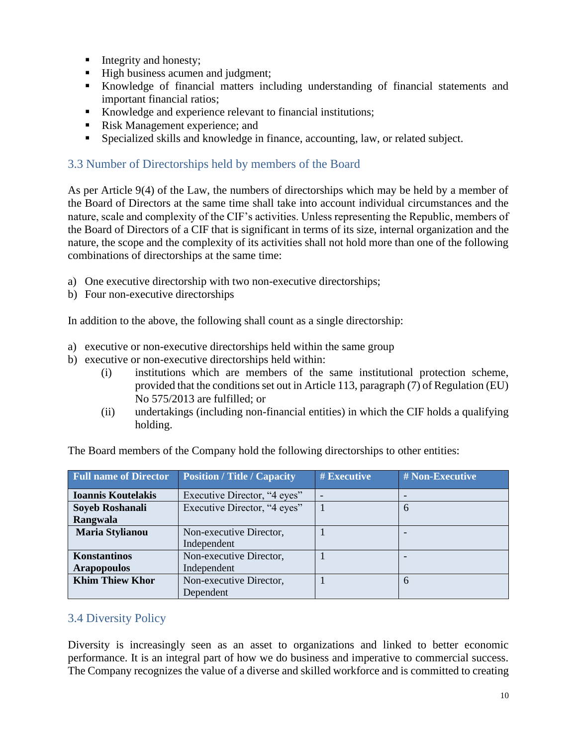- Integrity and honesty;
- High business acumen and judgment;
- Knowledge of financial matters including understanding of financial statements and important financial ratios;
- Knowledge and experience relevant to financial institutions;
- Risk Management experience; and
- Specialized skills and knowledge in finance, accounting, law, or related subject.

## 3.3 Number of Directorships held by members of the Board

As per Article 9(4) of the Law, the numbers of directorships which may be held by a member of the Board of Directors at the same time shall take into account individual circumstances and the nature, scale and complexity of the CIF's activities. Unless representing the Republic, members of the Board of Directors of a CIF that is significant in terms of its size, internal organization and the nature, the scope and the complexity of its activities shall not hold more than one of the following combinations of directorships at the same time:

a) One executive directorship with two non-executive directorships;
b) Four non-executive directorships

In addition to the above, the following shall count as a single directorship:

a) executive or non-executive directorships held within the same group
b) executive or non-executive directorships held within:
   (i) institutions which are members of the same institutional protection scheme, provided that the conditions set out in Article 113, paragraph (7) of Regulation (EU) No 575/2013 are fulfilled; or
   (ii) undertakings (including non-financial entities) in which the CIF holds a qualifying holding.

The Board members of the Company hold the following directorships to other entities:

| Full name of Director | Position / Title / Capacity | # Executive | # Non-Executive |
|---|---|---|---|
| **Ioannis Koutelakis** | Executive Director, "4 eyes" | - | - |
| **Soyeb Roshanali Rangwala** | Executive Director, "4 eyes" | 1 | 6 |
| **Maria Stylianou** | Non-executive Director, Independent | 1 | - |
| **Konstantinos Arapopoulos** | Non-executive Director, Independent | 1 | - |
| **Khim Thiew Khor** | Non-executive Director, Dependent | 1 | 6 |

## 3.4 Diversity Policy

Diversity is increasingly seen as an asset to organizations and linked to better economic performance. It is an integral part of how we do business and imperative to commercial success. The Company recognizes the value of a diverse and skilled workforce and is committed to creating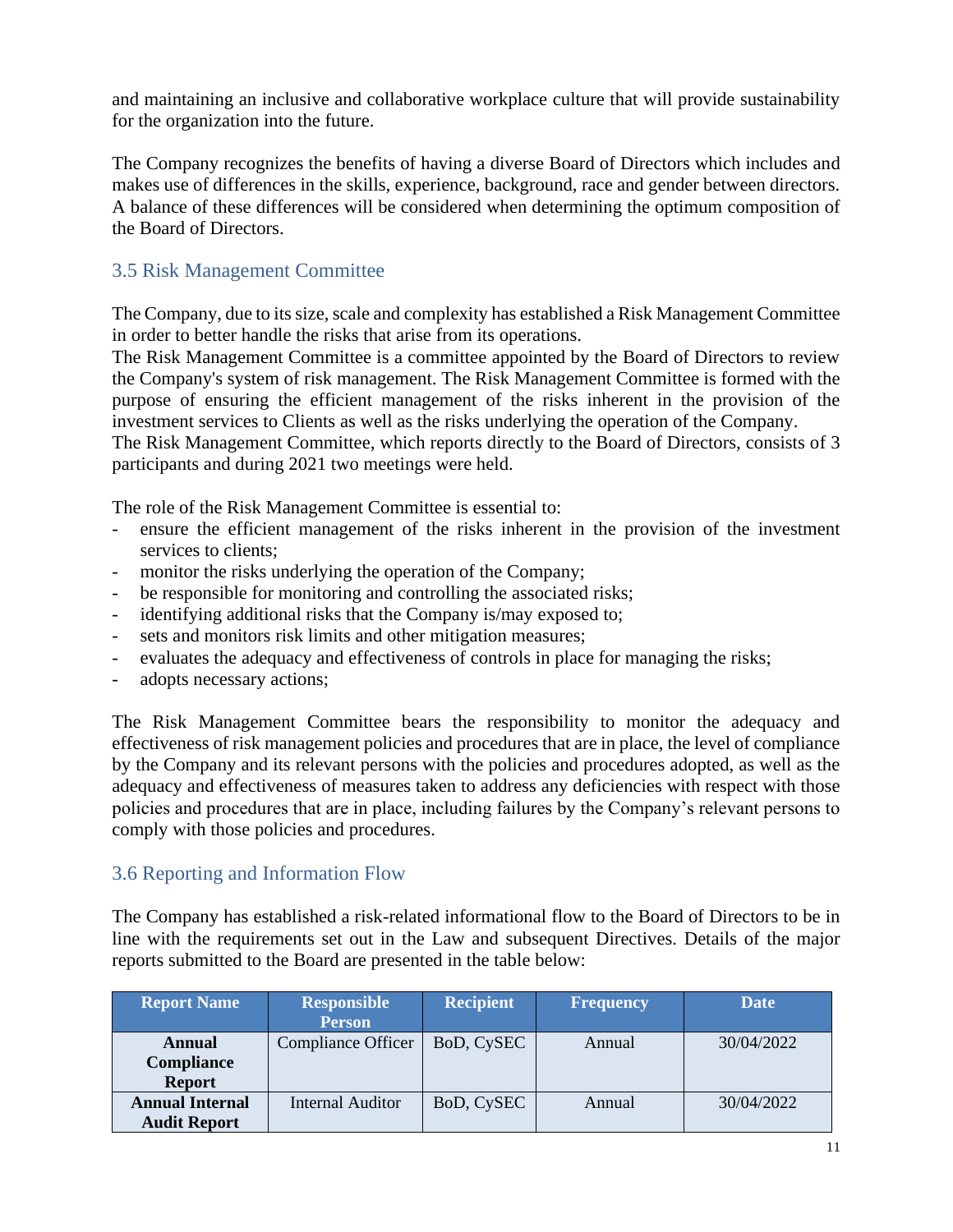and maintaining an inclusive and collaborative workplace culture that will provide sustainability for the organization into the future.

The Company recognizes the benefits of having a diverse Board of Directors which includes and makes use of differences in the skills, experience, background, race and gender between directors. A balance of these differences will be considered when determining the optimum composition of the Board of Directors.

### 3.5 Risk Management Committee

The Company, due to its size, scale and complexity has established a Risk Management Committee in order to better handle the risks that arise from its operations.

The Risk Management Committee is a committee appointed by the Board of Directors to review the Company's system of risk management. The Risk Management Committee is formed with the purpose of ensuring the efficient management of the risks inherent in the provision of the investment services to Clients as well as the risks underlying the operation of the Company.

The Risk Management Committee, which reports directly to the Board of Directors, consists of 3 participants and during 2021 two meetings were held.

The role of the Risk Management Committee is essential to:

- ensure the efficient management of the risks inherent in the provision of the investment services to clients;
- monitor the risks underlying the operation of the Company;
- be responsible for monitoring and controlling the associated risks;
- identifying additional risks that the Company is/may exposed to;
- sets and monitors risk limits and other mitigation measures;
- evaluates the adequacy and effectiveness of controls in place for managing the risks;
- adopts necessary actions;

The Risk Management Committee bears the responsibility to monitor the adequacy and effectiveness of risk management policies and procedures that are in place, the level of compliance by the Company and its relevant persons with the policies and procedures adopted, as well as the adequacy and effectiveness of measures taken to address any deficiencies with respect with those policies and procedures that are in place, including failures by the Company's relevant persons to comply with those policies and procedures.

### 3.6 Reporting and Information Flow

The Company has established a risk-related informational flow to the Board of Directors to be in line with the requirements set out in the Law and subsequent Directives. Details of the major reports submitted to the Board are presented in the table below:

| Report Name | Responsible Person | Recipient | Frequency | Date |
|---|---|---|---|---|
| **Annual Compliance Report** | Compliance Officer | BoD, CySEC | Annual | 30/04/2022 |
| **Annual Internal Audit Report** | Internal Auditor | BoD, CySEC | Annual | 30/04/2022 |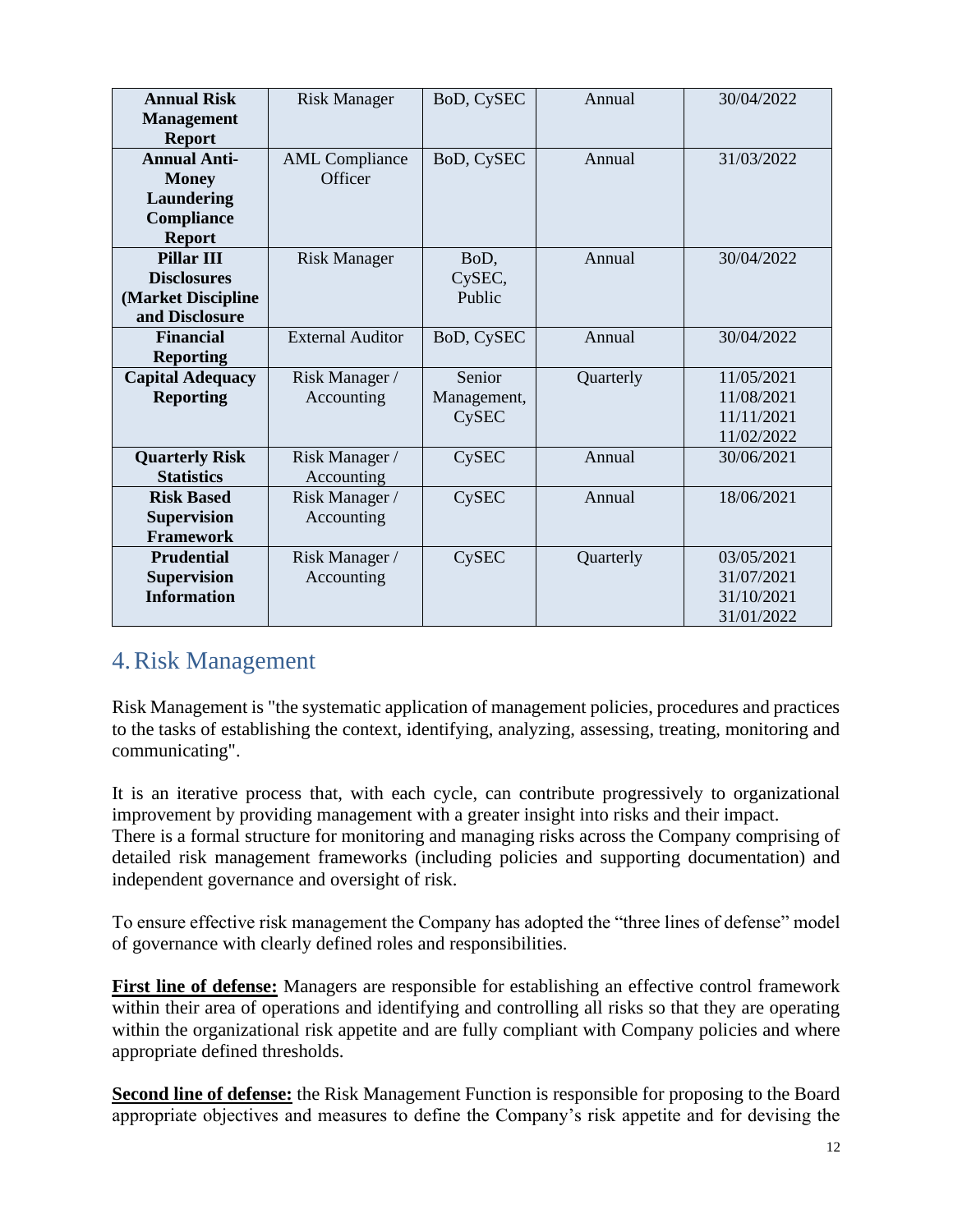| **Annual Risk Management Report** | Risk Manager | BoD, CySEC | Annual | 30/04/2022 |
|---|---|---|---|---|
| **Annual Anti-Money Laundering Compliance Report** | AML Compliance Officer | BoD, CySEC | Annual | 31/03/2022 |
| **Pillar III Disclosures (Market Discipline and Disclosure** | Risk Manager | BoD, CySEC, Public | Annual | 30/04/2022 |
| **Financial Reporting** | External Auditor | BoD, CySEC | Annual | 30/04/2022 |
| **Capital Adequacy Reporting** | Risk Manager / Accounting | Senior Management, CySEC | Quarterly | 11/05/2021<br>11/08/2021<br>11/11/2021<br>11/02/2022 |
| **Quarterly Risk Statistics** | Risk Manager / Accounting | CySEC | Annual | 30/06/2021 |
| **Risk Based Supervision Framework** | Risk Manager / Accounting | CySEC | Annual | 18/06/2021 |
| **Prudential Supervision Information** | Risk Manager / Accounting | CySEC | Quarterly | 03/05/2021<br>31/07/2021<br>31/10/2021<br>31/01/2022 |

# 4. Risk Management

Risk Management is "the systematic application of management policies, procedures and practices to the tasks of establishing the context, identifying, analyzing, assessing, treating, monitoring and communicating".

It is an iterative process that, with each cycle, can contribute progressively to organizational improvement by providing management with a greater insight into risks and their impact.
There is a formal structure for monitoring and managing risks across the Company comprising of detailed risk management frameworks (including policies and supporting documentation) and independent governance and oversight of risk.

To ensure effective risk management the Company has adopted the "three lines of defense" model of governance with clearly defined roles and responsibilities.

**First line of defense:** Managers are responsible for establishing an effective control framework within their area of operations and identifying and controlling all risks so that they are operating within the organizational risk appetite and are fully compliant with Company policies and where appropriate defined thresholds.

**Second line of defense:** the Risk Management Function is responsible for proposing to the Board appropriate objectives and measures to define the Company's risk appetite and for devising the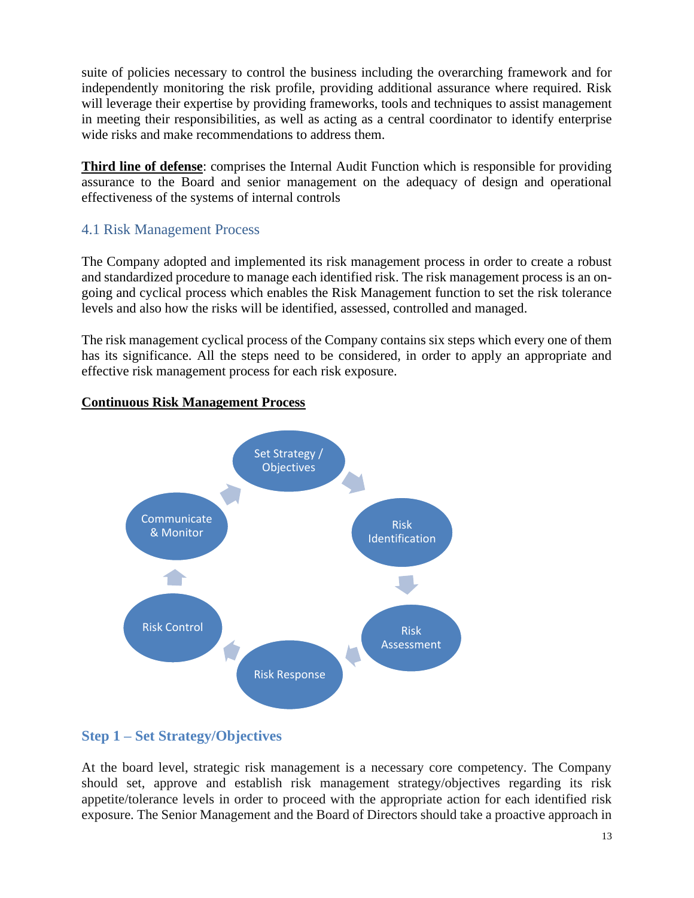suite of policies necessary to control the business including the overarching framework and for independently monitoring the risk profile, providing additional assurance where required. Risk will leverage their expertise by providing frameworks, tools and techniques to assist management in meeting their responsibilities, as well as acting as a central coordinator to identify enterprise wide risks and make recommendations to address them.

**Third line of defense**: comprises the Internal Audit Function which is responsible for providing assurance to the Board and senior management on the adequacy of design and operational effectiveness of the systems of internal controls

## 4.1 Risk Management Process

The Company adopted and implemented its risk management process in order to create a robust and standardized procedure to manage each identified risk. The risk management process is an on-going and cyclical process which enables the Risk Management function to set the risk tolerance levels and also how the risks will be identified, assessed, controlled and managed.

The risk management cyclical process of the Company contains six steps which every one of them has its significance. All the steps need to be considered, in order to apply an appropriate and effective risk management process for each risk exposure.

**Continuous Risk Management Process**

Set Strategy / Objectives → Risk Identification → Risk Assessment → Risk Response → Risk Control → Communicate & Monitor → Set Strategy / Objectives

### Step 1 – Set Strategy/Objectives

At the board level, strategic risk management is a necessary core competency. The Company should set, approve and establish risk management strategy/objectives regarding its risk appetite/tolerance levels in order to proceed with the appropriate action for each identified risk exposure. The Senior Management and the Board of Directors should take a proactive approach in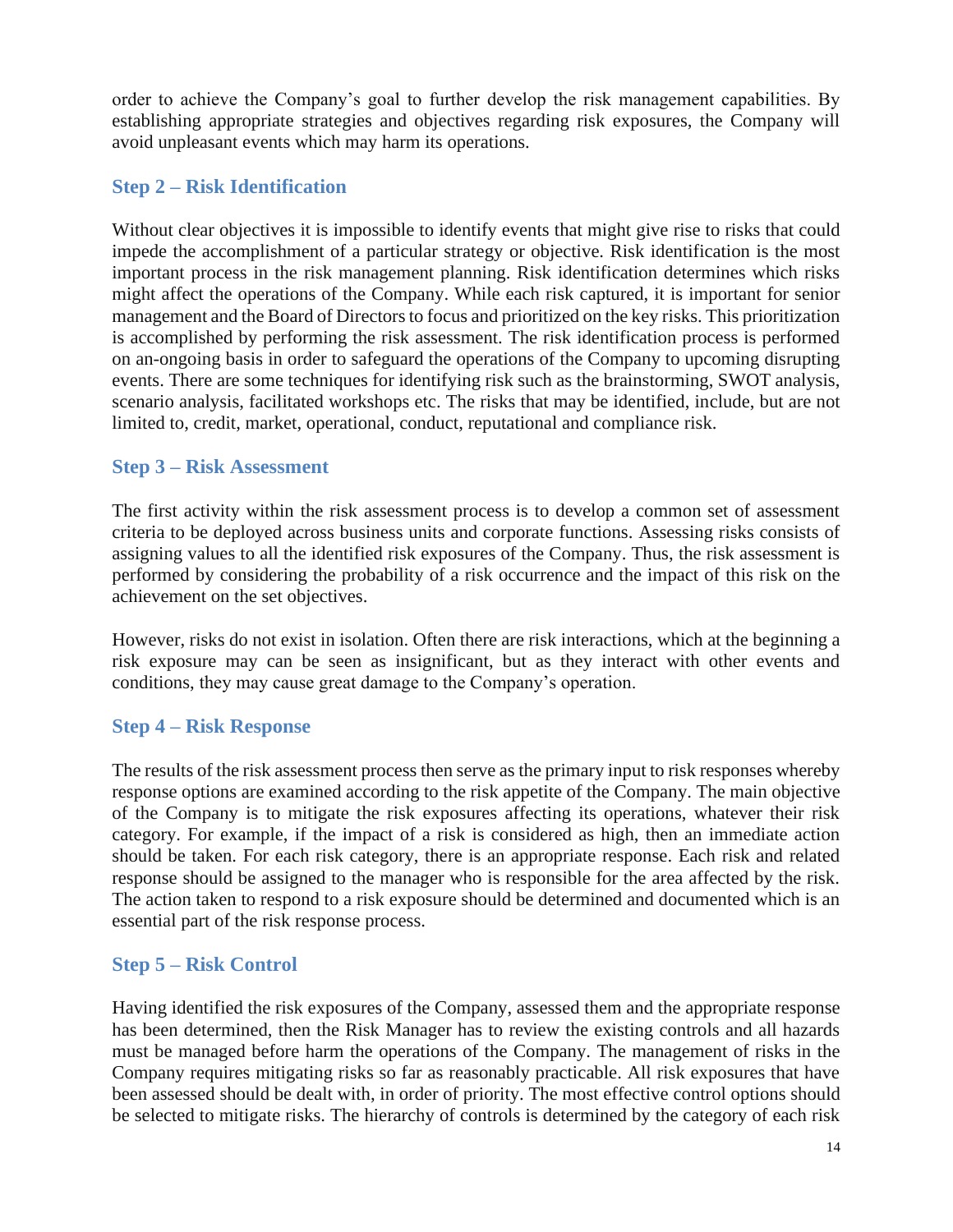order to achieve the Company's goal to further develop the risk management capabilities. By establishing appropriate strategies and objectives regarding risk exposures, the Company will avoid unpleasant events which may harm its operations.

### Step 2 – Risk Identification

Without clear objectives it is impossible to identify events that might give rise to risks that could impede the accomplishment of a particular strategy or objective. Risk identification is the most important process in the risk management planning. Risk identification determines which risks might affect the operations of the Company. While each risk captured, it is important for senior management and the Board of Directors to focus and prioritized on the key risks. This prioritization is accomplished by performing the risk assessment. The risk identification process is performed on an-ongoing basis in order to safeguard the operations of the Company to upcoming disrupting events. There are some techniques for identifying risk such as the brainstorming, SWOT analysis, scenario analysis, facilitated workshops etc. The risks that may be identified, include, but are not limited to, credit, market, operational, conduct, reputational and compliance risk.

### Step 3 – Risk Assessment

The first activity within the risk assessment process is to develop a common set of assessment criteria to be deployed across business units and corporate functions. Assessing risks consists of assigning values to all the identified risk exposures of the Company. Thus, the risk assessment is performed by considering the probability of a risk occurrence and the impact of this risk on the achievement on the set objectives.

However, risks do not exist in isolation. Often there are risk interactions, which at the beginning a risk exposure may can be seen as insignificant, but as they interact with other events and conditions, they may cause great damage to the Company's operation.

### Step 4 – Risk Response

The results of the risk assessment process then serve as the primary input to risk responses whereby response options are examined according to the risk appetite of the Company. The main objective of the Company is to mitigate the risk exposures affecting its operations, whatever their risk category. For example, if the impact of a risk is considered as high, then an immediate action should be taken. For each risk category, there is an appropriate response. Each risk and related response should be assigned to the manager who is responsible for the area affected by the risk. The action taken to respond to a risk exposure should be determined and documented which is an essential part of the risk response process.

### Step 5 – Risk Control

Having identified the risk exposures of the Company, assessed them and the appropriate response has been determined, then the Risk Manager has to review the existing controls and all hazards must be managed before harm the operations of the Company. The management of risks in the Company requires mitigating risks so far as reasonably practicable. All risk exposures that have been assessed should be dealt with, in order of priority. The most effective control options should be selected to mitigate risks. The hierarchy of controls is determined by the category of each risk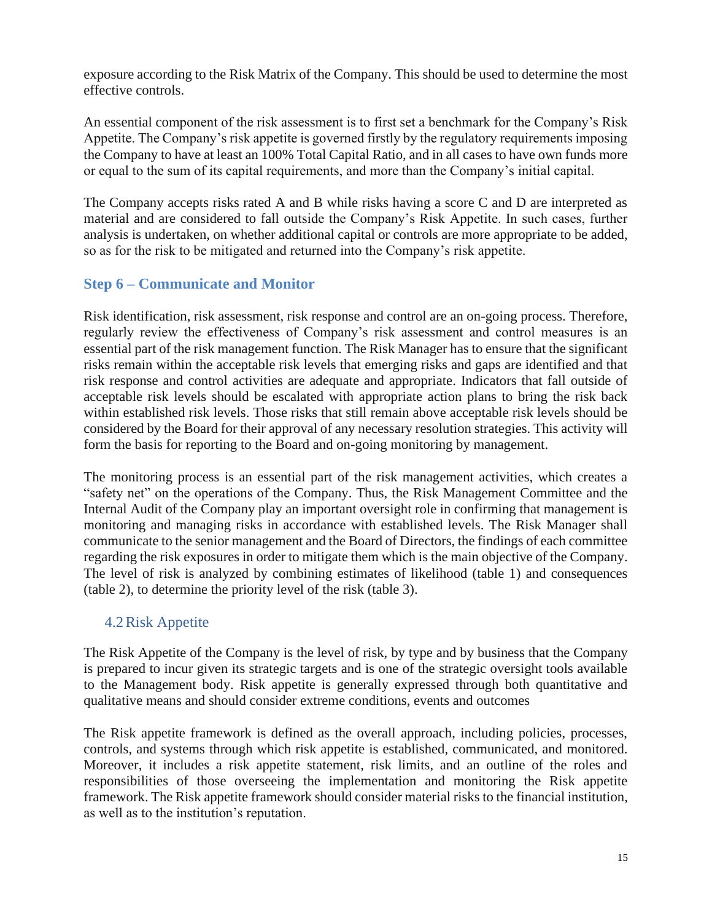exposure according to the Risk Matrix of the Company. This should be used to determine the most effective controls.

An essential component of the risk assessment is to first set a benchmark for the Company's Risk Appetite. The Company's risk appetite is governed firstly by the regulatory requirements imposing the Company to have at least an 100% Total Capital Ratio, and in all cases to have own funds more or equal to the sum of its capital requirements, and more than the Company's initial capital.

The Company accepts risks rated A and B while risks having a score C and D are interpreted as material and are considered to fall outside the Company's Risk Appetite. In such cases, further analysis is undertaken, on whether additional capital or controls are more appropriate to be added, so as for the risk to be mitigated and returned into the Company's risk appetite.

### Step 6 – Communicate and Monitor

Risk identification, risk assessment, risk response and control are an on-going process. Therefore, regularly review the effectiveness of Company's risk assessment and control measures is an essential part of the risk management function. The Risk Manager has to ensure that the significant risks remain within the acceptable risk levels that emerging risks and gaps are identified and that risk response and control activities are adequate and appropriate. Indicators that fall outside of acceptable risk levels should be escalated with appropriate action plans to bring the risk back within established risk levels. Those risks that still remain above acceptable risk levels should be considered by the Board for their approval of any necessary resolution strategies. This activity will form the basis for reporting to the Board and on-going monitoring by management.

The monitoring process is an essential part of the risk management activities, which creates a "safety net" on the operations of the Company. Thus, the Risk Management Committee and the Internal Audit of the Company play an important oversight role in confirming that management is monitoring and managing risks in accordance with established levels. The Risk Manager shall communicate to the senior management and the Board of Directors, the findings of each committee regarding the risk exposures in order to mitigate them which is the main objective of the Company. The level of risk is analyzed by combining estimates of likelihood (table 1) and consequences (table 2), to determine the priority level of the risk (table 3).

## 4.2 Risk Appetite

The Risk Appetite of the Company is the level of risk, by type and by business that the Company is prepared to incur given its strategic targets and is one of the strategic oversight tools available to the Management body. Risk appetite is generally expressed through both quantitative and qualitative means and should consider extreme conditions, events and outcomes

The Risk appetite framework is defined as the overall approach, including policies, processes, controls, and systems through which risk appetite is established, communicated, and monitored. Moreover, it includes a risk appetite statement, risk limits, and an outline of the roles and responsibilities of those overseeing the implementation and monitoring the Risk appetite framework. The Risk appetite framework should consider material risks to the financial institution, as well as to the institution's reputation.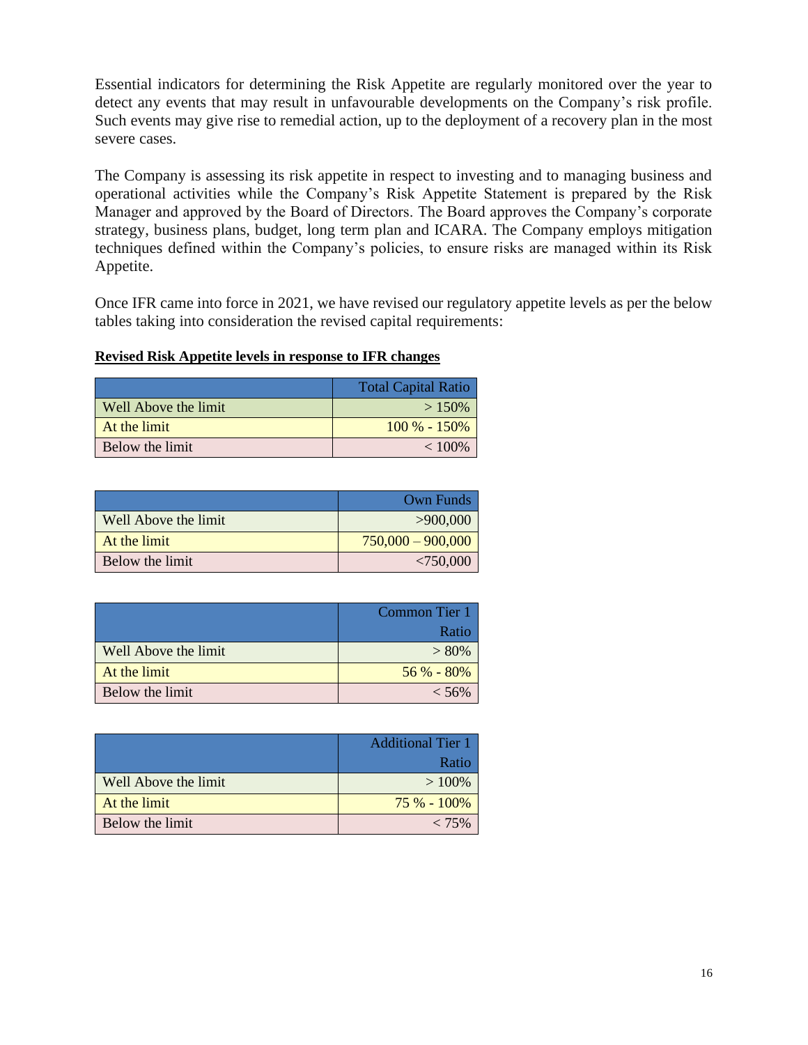Essential indicators for determining the Risk Appetite are regularly monitored over the year to detect any events that may result in unfavourable developments on the Company's risk profile. Such events may give rise to remedial action, up to the deployment of a recovery plan in the most severe cases.

The Company is assessing its risk appetite in respect to investing and to managing business and operational activities while the Company's Risk Appetite Statement is prepared by the Risk Manager and approved by the Board of Directors. The Board approves the Company's corporate strategy, business plans, budget, long term plan and ICARA. The Company employs mitigation techniques defined within the Company's policies, to ensure risks are managed within its Risk Appetite.

Once IFR came into force in 2021, we have revised our regulatory appetite levels as per the below tables taking into consideration the revised capital requirements:

**Revised Risk Appetite levels in response to IFR changes**

| | Total Capital Ratio |
|---|---|
| Well Above the limit | > 150% |
| At the limit | 100 % - 150% |
| Below the limit | < 100% |

| | Own Funds |
|---|---|
| Well Above the limit | >900,000 |
| At the limit | 750,000 – 900,000 |
| Below the limit | <750,000 |

| | Common Tier 1 Ratio |
|---|---|
| Well Above the limit | > 80% |
| At the limit | 56 % - 80% |
| Below the limit | < 56% |

| | Additional Tier 1 Ratio |
|---|---|
| Well Above the limit | > 100% |
| At the limit | 75 % - 100% |
| Below the limit | < 75% |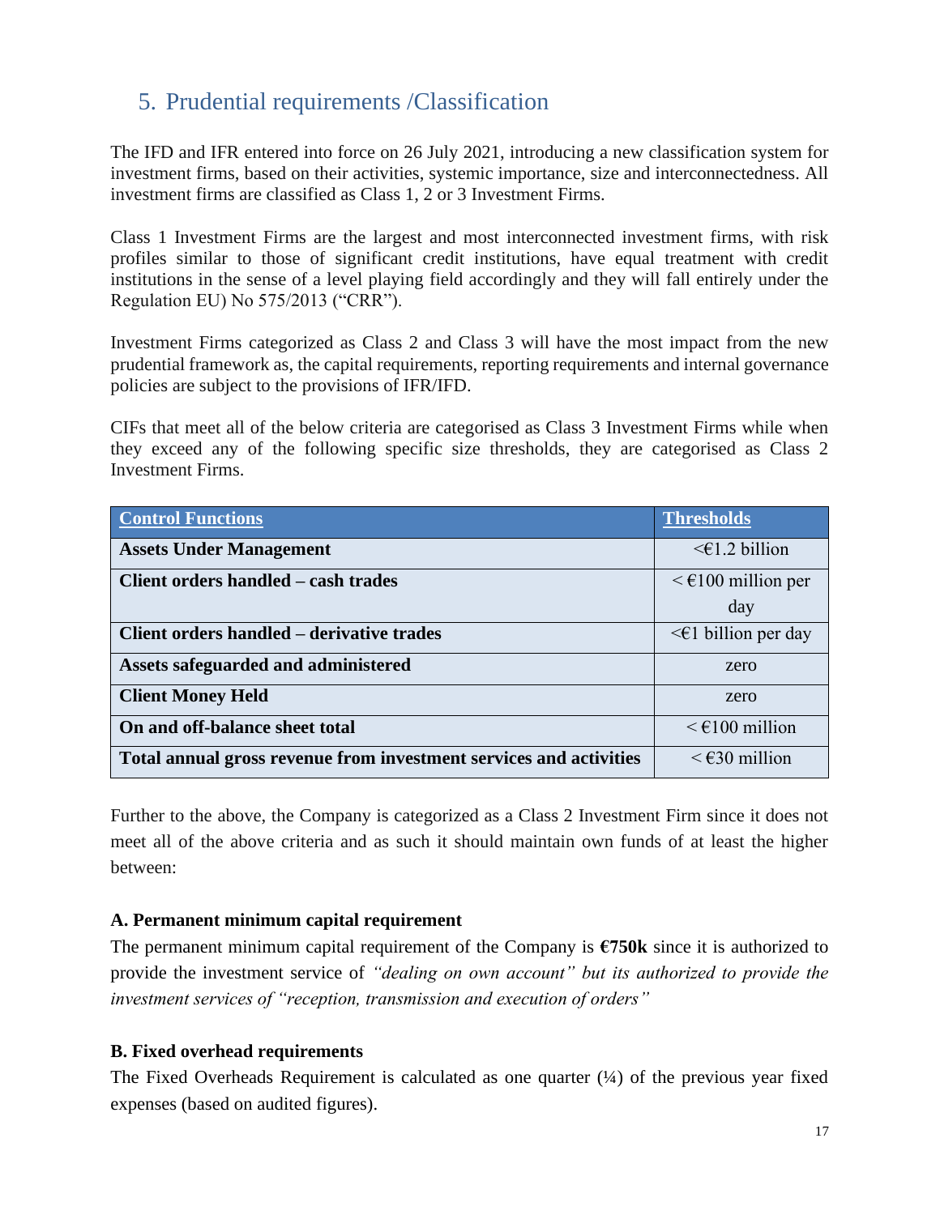## 5. Prudential requirements /Classification

The IFD and IFR entered into force on 26 July 2021, introducing a new classification system for investment firms, based on their activities, systemic importance, size and interconnectedness. All investment firms are classified as Class 1, 2 or 3 Investment Firms.

Class 1 Investment Firms are the largest and most interconnected investment firms, with risk profiles similar to those of significant credit institutions, have equal treatment with credit institutions in the sense of a level playing field accordingly and they will fall entirely under the Regulation EU) No 575/2013 ("CRR").

Investment Firms categorized as Class 2 and Class 3 will have the most impact from the new prudential framework as, the capital requirements, reporting requirements and internal governance policies are subject to the provisions of IFR/IFD.

CIFs that meet all of the below criteria are categorised as Class 3 Investment Firms while when they exceed any of the following specific size thresholds, they are categorised as Class 2 Investment Firms.

| Control Functions | Thresholds |
|---|---|
| **Assets Under Management** | <€1.2 billion |
| **Client orders handled – cash trades** | < €100 million per day |
| **Client orders handled – derivative trades** | <€1 billion per day |
| **Assets safeguarded and administered** | zero |
| **Client Money Held** | zero |
| **On and off-balance sheet total** | < €100 million |
| **Total annual gross revenue from investment services and activities** | < €30 million |

Further to the above, the Company is categorized as a Class 2 Investment Firm since it does not meet all of the above criteria and as such it should maintain own funds of at least the higher between:

**A. Permanent minimum capital requirement**

The permanent minimum capital requirement of the Company is **€750k** since it is authorized to provide the investment service of *"dealing on own account" but its authorized to provide the investment services of "reception, transmission and execution of orders"*

**B. Fixed overhead requirements**

The Fixed Overheads Requirement is calculated as one quarter (¼) of the previous year fixed expenses (based on audited figures).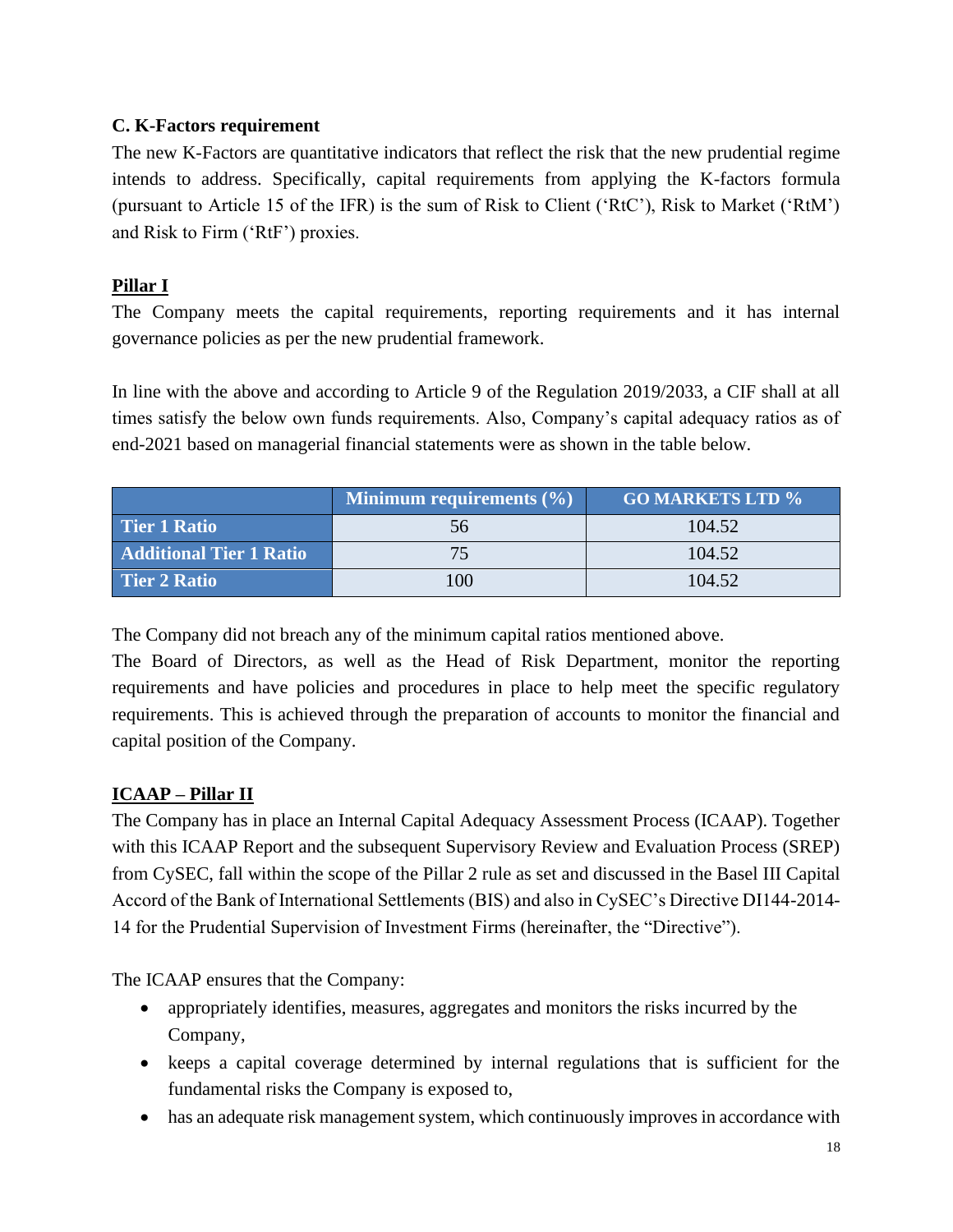### C. K-Factors requirement

The new K-Factors are quantitative indicators that reflect the risk that the new prudential regime intends to address. Specifically, capital requirements from applying the K-factors formula (pursuant to Article 15 of the IFR) is the sum of Risk to Client ('RtC'), Risk to Market ('RtM') and Risk to Firm ('RtF') proxies.

### Pillar I

The Company meets the capital requirements, reporting requirements and it has internal governance policies as per the new prudential framework.

In line with the above and according to Article 9 of the Regulation 2019/2033, a CIF shall at all times satisfy the below own funds requirements. Also, Company's capital adequacy ratios as of end-2021 based on managerial financial statements were as shown in the table below.

| | Minimum requirements (%) | GO MARKETS LTD % |
|---|---|---|
| Tier 1 Ratio | 56 | 104.52 |
| Additional Tier 1 Ratio | 75 | 104.52 |
| Tier 2 Ratio | 100 | 104.52 |

The Company did not breach any of the minimum capital ratios mentioned above.
The Board of Directors, as well as the Head of Risk Department, monitor the reporting requirements and have policies and procedures in place to help meet the specific regulatory requirements. This is achieved through the preparation of accounts to monitor the financial and capital position of the Company.

### ICAAP – Pillar II

The Company has in place an Internal Capital Adequacy Assessment Process (ICAAP). Together with this ICAAP Report and the subsequent Supervisory Review and Evaluation Process (SREP) from CySEC, fall within the scope of the Pillar 2 rule as set and discussed in the Basel III Capital Accord of the Bank of International Settlements (BIS) and also in CySEC's Directive DI144-2014-14 for the Prudential Supervision of Investment Firms (hereinafter, the "Directive").

The ICAAP ensures that the Company:

- appropriately identifies, measures, aggregates and monitors the risks incurred by the Company,
- keeps a capital coverage determined by internal regulations that is sufficient for the fundamental risks the Company is exposed to,
- has an adequate risk management system, which continuously improves in accordance with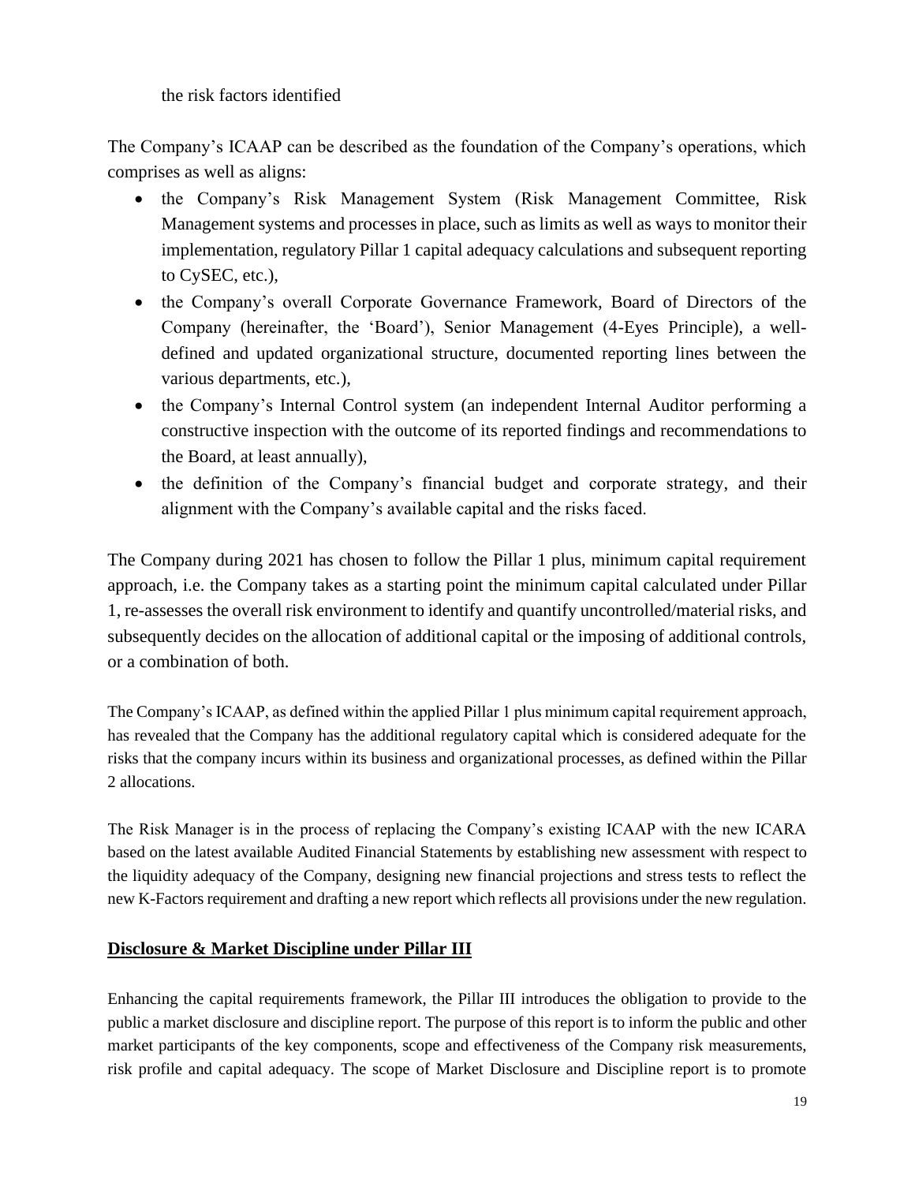the risk factors identified

The Company's ICAAP can be described as the foundation of the Company's operations, which comprises as well as aligns:

- the Company's Risk Management System (Risk Management Committee, Risk Management systems and processes in place, such as limits as well as ways to monitor their implementation, regulatory Pillar 1 capital adequacy calculations and subsequent reporting to CySEC, etc.),
- the Company's overall Corporate Governance Framework, Board of Directors of the Company (hereinafter, the 'Board'), Senior Management (4-Eyes Principle), a well-defined and updated organizational structure, documented reporting lines between the various departments, etc.),
- the Company's Internal Control system (an independent Internal Auditor performing a constructive inspection with the outcome of its reported findings and recommendations to the Board, at least annually),
- the definition of the Company's financial budget and corporate strategy, and their alignment with the Company's available capital and the risks faced.

The Company during 2021 has chosen to follow the Pillar 1 plus, minimum capital requirement approach, i.e. the Company takes as a starting point the minimum capital calculated under Pillar 1, re-assesses the overall risk environment to identify and quantify uncontrolled/material risks, and subsequently decides on the allocation of additional capital or the imposing of additional controls, or a combination of both.

The Company's ICAAP, as defined within the applied Pillar 1 plus minimum capital requirement approach, has revealed that the Company has the additional regulatory capital which is considered adequate for the risks that the company incurs within its business and organizational processes, as defined within the Pillar 2 allocations.

The Risk Manager is in the process of replacing the Company's existing ICAAP with the new ICARA based on the latest available Audited Financial Statements by establishing new assessment with respect to the liquidity adequacy of the Company, designing new financial projections and stress tests to reflect the new K-Factors requirement and drafting a new report which reflects all provisions under the new regulation.

## Disclosure & Market Discipline under Pillar III

Enhancing the capital requirements framework, the Pillar III introduces the obligation to provide to the public a market disclosure and discipline report. The purpose of this report is to inform the public and other market participants of the key components, scope and effectiveness of the Company risk measurements, risk profile and capital adequacy. The scope of Market Disclosure and Discipline report is to promote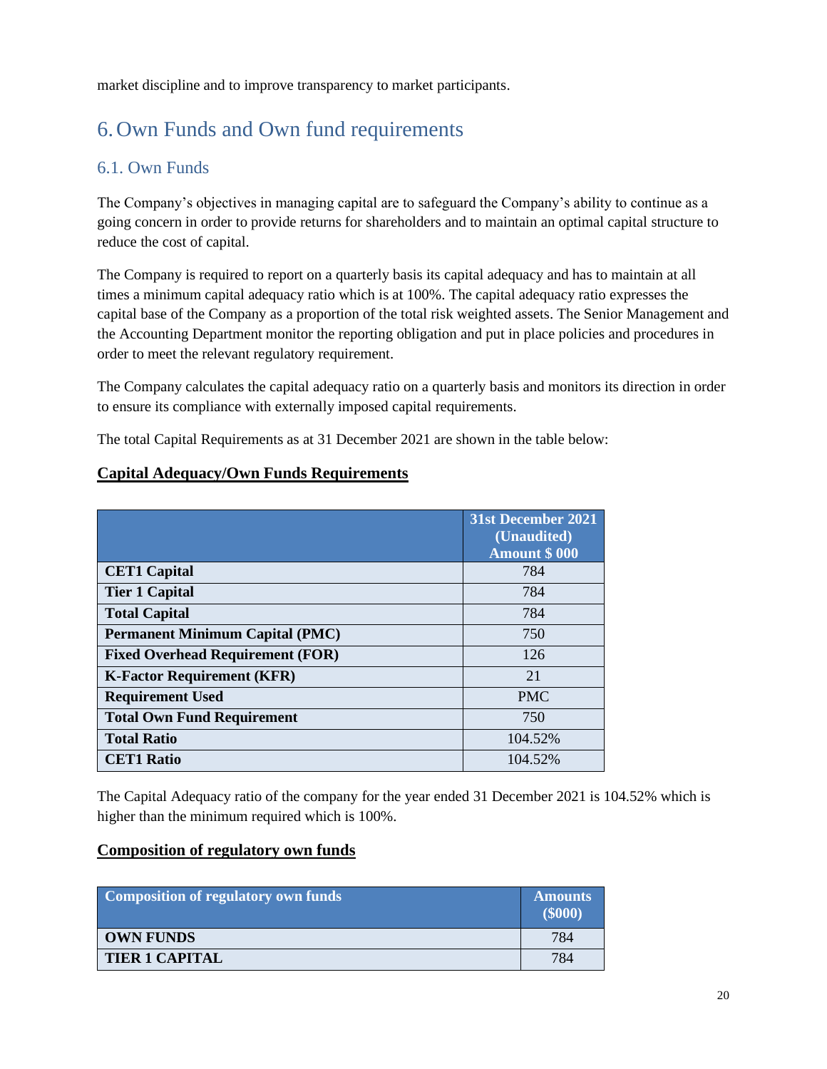market discipline and to improve transparency to market participants.

# 6. Own Funds and Own fund requirements

## 6.1. Own Funds

The Company's objectives in managing capital are to safeguard the Company's ability to continue as a going concern in order to provide returns for shareholders and to maintain an optimal capital structure to reduce the cost of capital.

The Company is required to report on a quarterly basis its capital adequacy and has to maintain at all times a minimum capital adequacy ratio which is at 100%. The capital adequacy ratio expresses the capital base of the Company as a proportion of the total risk weighted assets. The Senior Management and the Accounting Department monitor the reporting obligation and put in place policies and procedures in order to meet the relevant regulatory requirement.

The Company calculates the capital adequacy ratio on a quarterly basis and monitors its direction in order to ensure its compliance with externally imposed capital requirements.

The total Capital Requirements as at 31 December 2021 are shown in the table below:

**Capital Adequacy/Own Funds Requirements**

| | 31st December 2021 (Unaudited) Amount $ 000 |
|---|---|
| **CET1 Capital** | 784 |
| **Tier 1 Capital** | 784 |
| **Total Capital** | 784 |
| **Permanent Minimum Capital (PMC)** | 750 |
| **Fixed Overhead Requirement (FOR)** | 126 |
| **K-Factor Requirement (KFR)** | 21 |
| **Requirement Used** | PMC |
| **Total Own Fund Requirement** | 750 |
| **Total Ratio** | 104.52% |
| **CET1 Ratio** | 104.52% |

The Capital Adequacy ratio of the company for the year ended 31 December 2021 is 104.52% which is higher than the minimum required which is 100%.

**Composition of regulatory own funds**

| Composition of regulatory own funds | Amounts ($000) |
|---|---|
| **OWN FUNDS** | 784 |
| **TIER 1 CAPITAL** | 784 |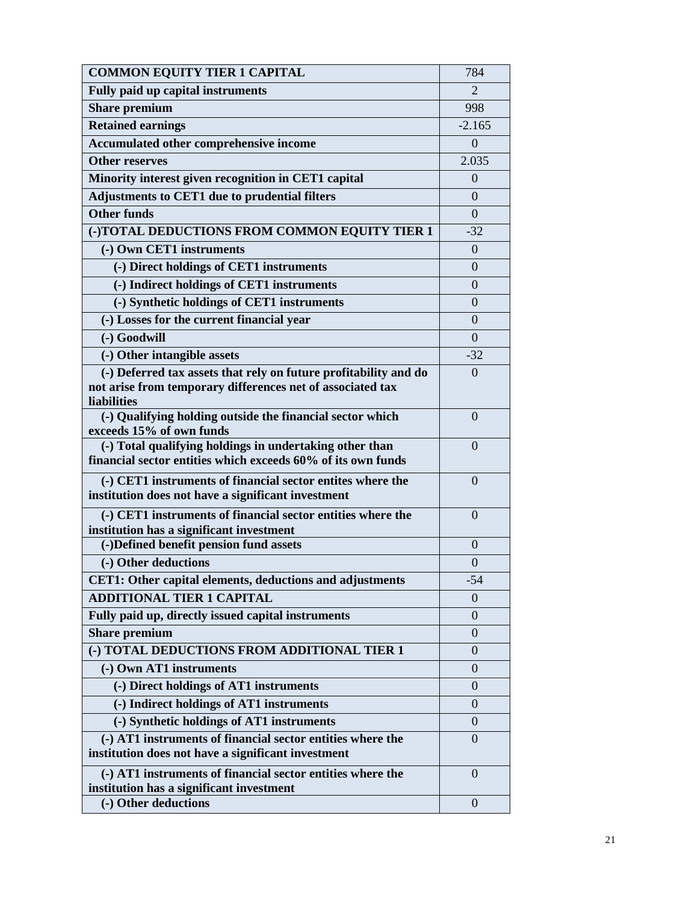| COMMON EQUITY TIER 1 CAPITAL | 784 |
|---|---|
| Fully paid up capital instruments | 2 |
| Share premium | 998 |
| Retained earnings | -2.165 |
| Accumulated other comprehensive income | 0 |
| Other reserves | 2.035 |
| Minority interest given recognition in CET1 capital | 0 |
| Adjustments to CET1 due to prudential filters | 0 |
| Other funds | 0 |
| (-)TOTAL DEDUCTIONS FROM COMMON EQUITY TIER 1 | -32 |
| (-) Own CET1 instruments | 0 |
| (-) Direct holdings of CET1 instruments | 0 |
| (-) Indirect holdings of CET1 instruments | 0 |
| (-) Synthetic holdings of CET1 instruments | 0 |
| (-) Losses for the current financial year | 0 |
| (-) Goodwill | 0 |
| (-) Other intangible assets | -32 |
| (-) Deferred tax assets that rely on future profitability and do not arise from temporary differences net of associated tax liabilities | 0 |
| (-) Qualifying holding outside the financial sector which exceeds 15% of own funds | 0 |
| (-) Total qualifying holdings in undertaking other than financial sector entities which exceeds 60% of its own funds | 0 |
| (-) CET1 instruments of financial sector entites where the institution does not have a significant investment | 0 |
| (-) CET1 instruments of financial sector entities where the institution has a significant investment | 0 |
| (-)Defined benefit pension fund assets | 0 |
| (-) Other deductions | 0 |
| CET1: Other capital elements, deductions and adjustments | -54 |
| ADDITIONAL TIER 1 CAPITAL | 0 |
| Fully paid up, directly issued capital instruments | 0 |
| Share premium | 0 |
| (-) TOTAL DEDUCTIONS FROM ADDITIONAL TIER 1 | 0 |
| (-) Own AT1 instruments | 0 |
| (-) Direct holdings of AT1 instruments | 0 |
| (-) Indirect holdings of AT1 instruments | 0 |
| (-) Synthetic holdings of AT1 instruments | 0 |
| (-) AT1 instruments of financial sector entities where the institution does not have a significant investment | 0 |
| (-) AT1 instruments of financial sector entities where the institution has a significant investment | 0 |
| (-) Other deductions | 0 |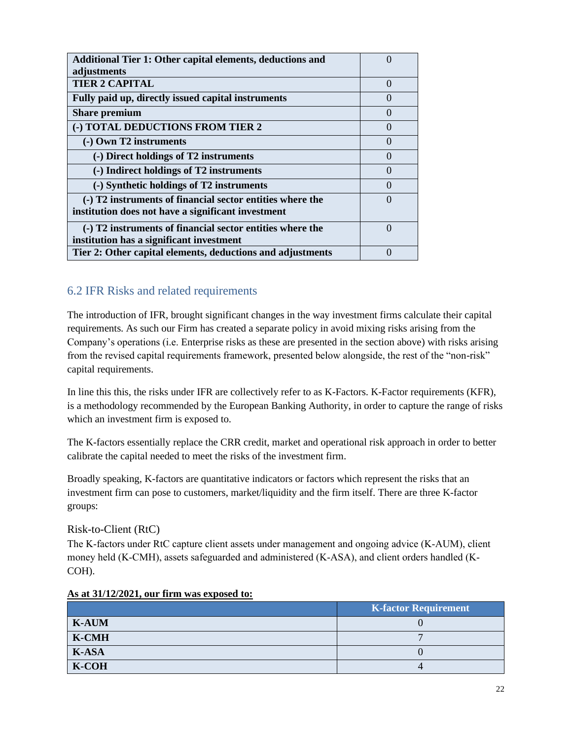| **Additional Tier 1: Other capital elements, deductions and adjustments** | 0 |
|---|---|
| **TIER 2 CAPITAL** | 0 |
| **Fully paid up, directly issued capital instruments** | 0 |
| **Share premium** | 0 |
| **(-) TOTAL DEDUCTIONS FROM TIER 2** | 0 |
| **(-) Own T2 instruments** | 0 |
| **(-) Direct holdings of T2 instruments** | 0 |
| **(-) Indirect holdings of T2 instruments** | 0 |
| **(-) Synthetic holdings of T2 instruments** | 0 |
| **(-) T2 instruments of financial sector entities where the institution does not have a significant investment** | 0 |
| **(-) T2 instruments of financial sector entities where the institution has a significant investment** | 0 |
| **Tier 2: Other capital elements, deductions and adjustments** | 0 |

## 6.2 IFR Risks and related requirements

The introduction of IFR, brought significant changes in the way investment firms calculate their capital requirements. As such our Firm has created a separate policy in avoid mixing risks arising from the Company's operations (i.e. Enterprise risks as these are presented in the section above) with risks arising from the revised capital requirements framework, presented below alongside, the rest of the "non-risk" capital requirements.

In line this this, the risks under IFR are collectively refer to as K-Factors. K-Factor requirements (KFR), is a methodology recommended by the European Banking Authority, in order to capture the range of risks which an investment firm is exposed to.

The K-factors essentially replace the CRR credit, market and operational risk approach in order to better calibrate the capital needed to meet the risks of the investment firm.

Broadly speaking, K-factors are quantitative indicators or factors which represent the risks that an investment firm can pose to customers, market/liquidity and the firm itself. There are three K-factor groups:

### Risk-to-Client (RtC)

The K-factors under RtC capture client assets under management and ongoing advice (K-AUM), client money held (K-CMH), assets safeguarded and administered (K-ASA), and client orders handled (K-COH).

**As at 31/12/2021, our firm was exposed to:**

| | K-factor Requirement |
|---|---|
| **K-AUM** | 0 |
| **K-CMH** | 7 |
| **K-ASA** | 0 |
| **K-COH** | 4 |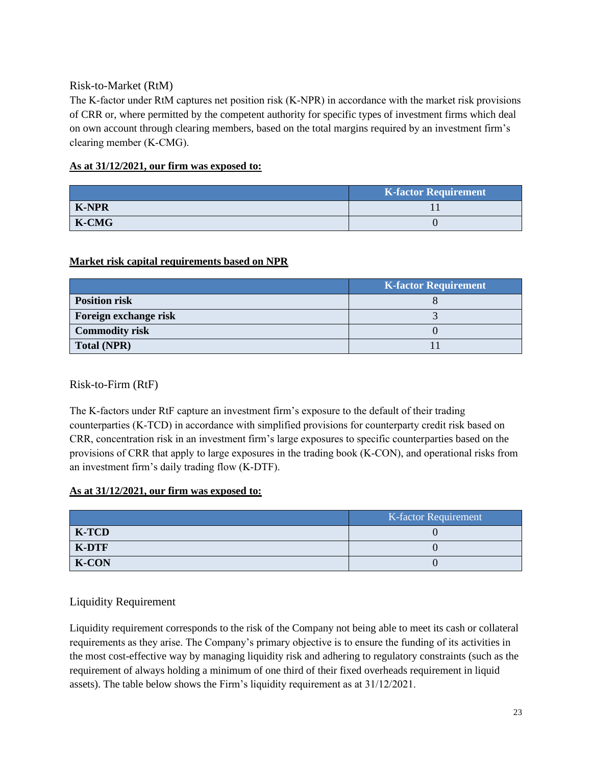## Risk-to-Market (RtM)

The K-factor under RtM captures net position risk (K-NPR) in accordance with the market risk provisions of CRR or, where permitted by the competent authority for specific types of investment firms which deal on own account through clearing members, based on the total margins required by an investment firm's clearing member (K-CMG).

**As at 31/12/2021, our firm was exposed to:**

| | K-factor Requirement |
|---|---|
| **K-NPR** | 11 |
| **K-CMG** | 0 |

**Market risk capital requirements based on NPR**

| | K-factor Requirement |
|---|---|
| **Position risk** | 8 |
| **Foreign exchange risk** | 3 |
| **Commodity risk** | 0 |
| **Total (NPR)** | 11 |

## Risk-to-Firm (RtF)

The K-factors under RtF capture an investment firm's exposure to the default of their trading counterparties (K-TCD) in accordance with simplified provisions for counterparty credit risk based on CRR, concentration risk in an investment firm's large exposures to specific counterparties based on the provisions of CRR that apply to large exposures in the trading book (K-CON), and operational risks from an investment firm's daily trading flow (K-DTF).

**As at 31/12/2021, our firm was exposed to:**

| | K-factor Requirement |
|---|---|
| **K-TCD** | 0 |
| **K-DTF** | 0 |
| **K-CON** | 0 |

## Liquidity Requirement

Liquidity requirement corresponds to the risk of the Company not being able to meet its cash or collateral requirements as they arise. The Company's primary objective is to ensure the funding of its activities in the most cost-effective way by managing liquidity risk and adhering to regulatory constraints (such as the requirement of always holding a minimum of one third of their fixed overheads requirement in liquid assets). The table below shows the Firm's liquidity requirement as at 31/12/2021.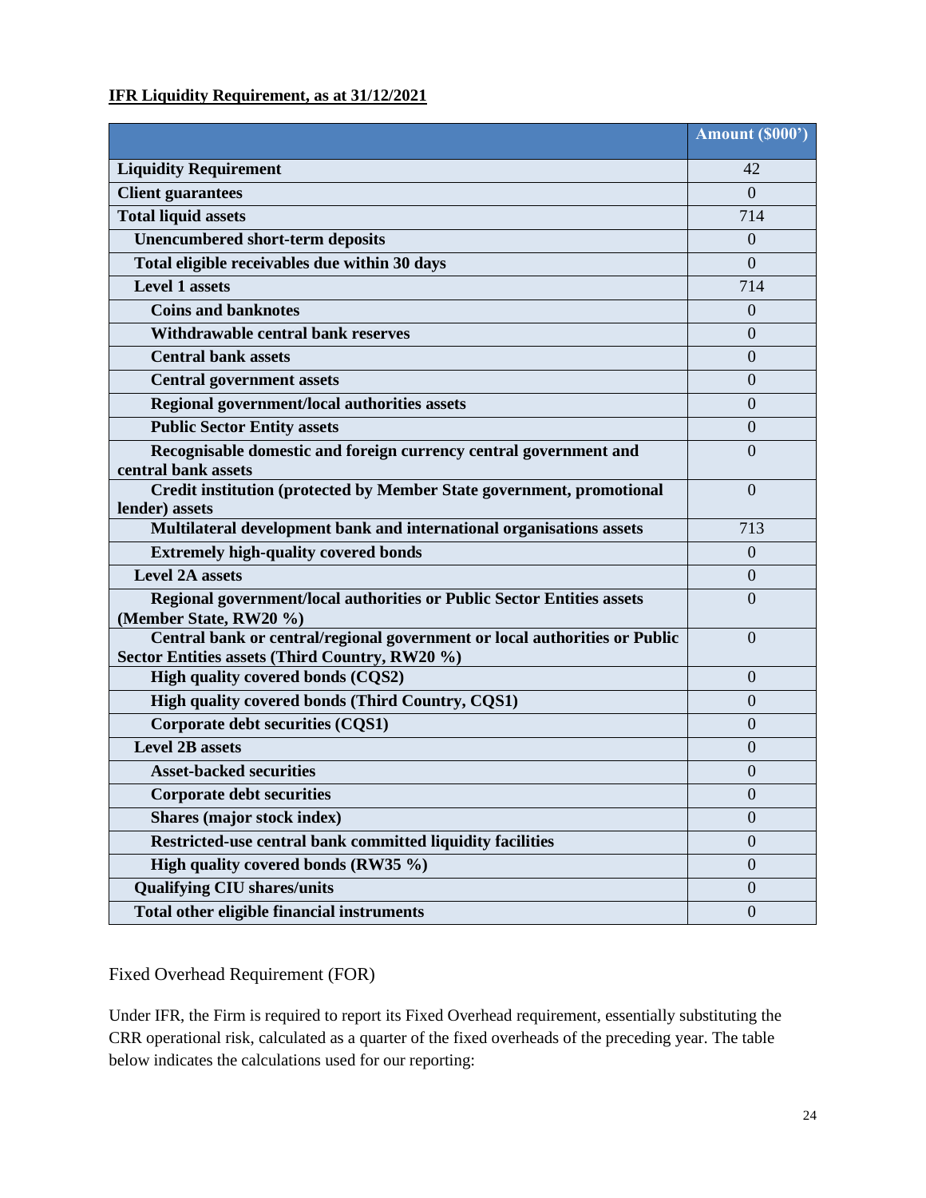**IFR Liquidity Requirement, as at 31/12/2021**

| | Amount ($000') |
|---|---|
| **Liquidity Requirement** | 42 |
| **Client guarantees** | 0 |
| **Total liquid assets** | 714 |
| **Unencumbered short-term deposits** | 0 |
| **Total eligible receivables due within 30 days** | 0 |
| **Level 1 assets** | 714 |
| **Coins and banknotes** | 0 |
| **Withdrawable central bank reserves** | 0 |
| **Central bank assets** | 0 |
| **Central government assets** | 0 |
| **Regional government/local authorities assets** | 0 |
| **Public Sector Entity assets** | 0 |
| **Recognisable domestic and foreign currency central government and central bank assets** | 0 |
| **Credit institution (protected by Member State government, promotional lender) assets** | 0 |
| **Multilateral development bank and international organisations assets** | 713 |
| **Extremely high-quality covered bonds** | 0 |
| **Level 2A assets** | 0 |
| **Regional government/local authorities or Public Sector Entities assets (Member State, RW20 %)** | 0 |
| **Central bank or central/regional government or local authorities or Public Sector Entities assets (Third Country, RW20 %)** | 0 |
| **High quality covered bonds (CQS2)** | 0 |
| **High quality covered bonds (Third Country, CQS1)** | 0 |
| **Corporate debt securities (CQS1)** | 0 |
| **Level 2B assets** | 0 |
| **Asset-backed securities** | 0 |
| **Corporate debt securities** | 0 |
| **Shares (major stock index)** | 0 |
| **Restricted-use central bank committed liquidity facilities** | 0 |
| **High quality covered bonds (RW35 %)** | 0 |
| **Qualifying CIU shares/units** | 0 |
| **Total other eligible financial instruments** | 0 |

Fixed Overhead Requirement (FOR)

Under IFR, the Firm is required to report its Fixed Overhead requirement, essentially substituting the CRR operational risk, calculated as a quarter of the fixed overheads of the preceding year. The table below indicates the calculations used for our reporting: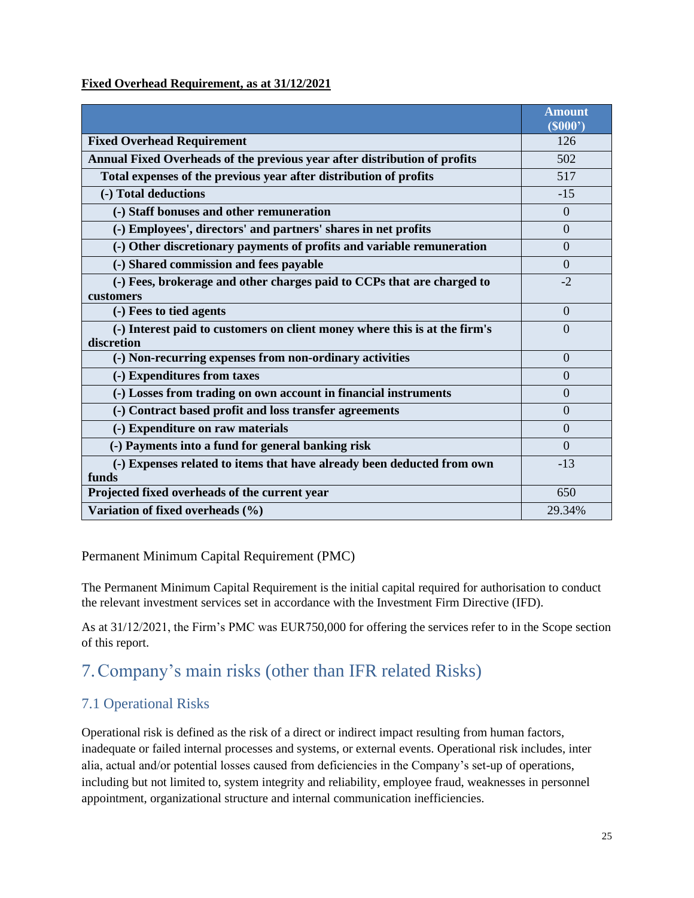**Fixed Overhead Requirement, as at 31/12/2021**

| | Amount ($000') |
|---|---|
| **Fixed Overhead Requirement** | 126 |
| **Annual Fixed Overheads of the previous year after distribution of profits** | 502 |
| **Total expenses of the previous year after distribution of profits** | 517 |
| **(-) Total deductions** | -15 |
| **(-) Staff bonuses and other remuneration** | 0 |
| **(-) Employees', directors' and partners' shares in net profits** | 0 |
| **(-) Other discretionary payments of profits and variable remuneration** | 0 |
| **(-) Shared commission and fees payable** | 0 |
| **(-) Fees, brokerage and other charges paid to CCPs that are charged to customers** | -2 |
| **(-) Fees to tied agents** | 0 |
| **(-) Interest paid to customers on client money where this is at the firm's discretion** | 0 |
| **(-) Non-recurring expenses from non-ordinary activities** | 0 |
| **(-) Expenditures from taxes** | 0 |
| **(-) Losses from trading on own account in financial instruments** | 0 |
| **(-) Contract based profit and loss transfer agreements** | 0 |
| **(-) Expenditure on raw materials** | 0 |
| **(-) Payments into a fund for general banking risk** | 0 |
| **(-) Expenses related to items that have already been deducted from own funds** | -13 |
| **Projected fixed overheads of the current year** | 650 |
| **Variation of fixed overheads (%)** | 29.34% |

Permanent Minimum Capital Requirement (PMC)

The Permanent Minimum Capital Requirement is the initial capital required for authorisation to conduct the relevant investment services set in accordance with the Investment Firm Directive (IFD).

As at 31/12/2021, the Firm's PMC was EUR750,000 for offering the services refer to in the Scope section of this report.

# 7. Company's main risks (other than IFR related Risks)

## 7.1 Operational Risks

Operational risk is defined as the risk of a direct or indirect impact resulting from human factors, inadequate or failed internal processes and systems, or external events. Operational risk includes, inter alia, actual and/or potential losses caused from deficiencies in the Company's set-up of operations, including but not limited to, system integrity and reliability, employee fraud, weaknesses in personnel appointment, organizational structure and internal communication inefficiencies.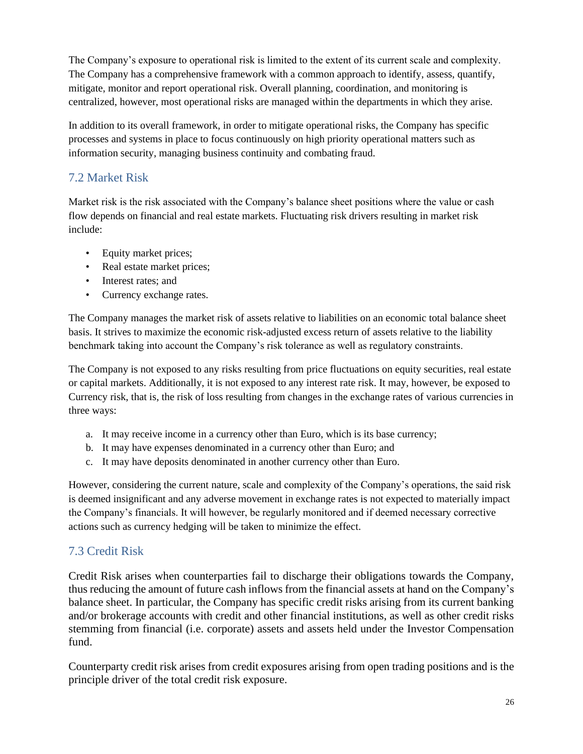The Company's exposure to operational risk is limited to the extent of its current scale and complexity. The Company has a comprehensive framework with a common approach to identify, assess, quantify, mitigate, monitor and report operational risk. Overall planning, coordination, and monitoring is centralized, however, most operational risks are managed within the departments in which they arise.

In addition to its overall framework, in order to mitigate operational risks, the Company has specific processes and systems in place to focus continuously on high priority operational matters such as information security, managing business continuity and combating fraud.

## 7.2 Market Risk

Market risk is the risk associated with the Company's balance sheet positions where the value or cash flow depends on financial and real estate markets. Fluctuating risk drivers resulting in market risk include:

- Equity market prices;
- Real estate market prices;
- Interest rates; and
- Currency exchange rates.

The Company manages the market risk of assets relative to liabilities on an economic total balance sheet basis. It strives to maximize the economic risk-adjusted excess return of assets relative to the liability benchmark taking into account the Company's risk tolerance as well as regulatory constraints.

The Company is not exposed to any risks resulting from price fluctuations on equity securities, real estate or capital markets. Additionally, it is not exposed to any interest rate risk. It may, however, be exposed to Currency risk, that is, the risk of loss resulting from changes in the exchange rates of various currencies in three ways:

a. It may receive income in a currency other than Euro, which is its base currency;
b. It may have expenses denominated in a currency other than Euro; and
c. It may have deposits denominated in another currency other than Euro.

However, considering the current nature, scale and complexity of the Company's operations, the said risk is deemed insignificant and any adverse movement in exchange rates is not expected to materially impact the Company's financials. It will however, be regularly monitored and if deemed necessary corrective actions such as currency hedging will be taken to minimize the effect.

## 7.3 Credit Risk

Credit Risk arises when counterparties fail to discharge their obligations towards the Company, thus reducing the amount of future cash inflows from the financial assets at hand on the Company's balance sheet. In particular, the Company has specific credit risks arising from its current banking and/or brokerage accounts with credit and other financial institutions, as well as other credit risks stemming from financial (i.e. corporate) assets and assets held under the Investor Compensation fund.

Counterparty credit risk arises from credit exposures arising from open trading positions and is the principle driver of the total credit risk exposure.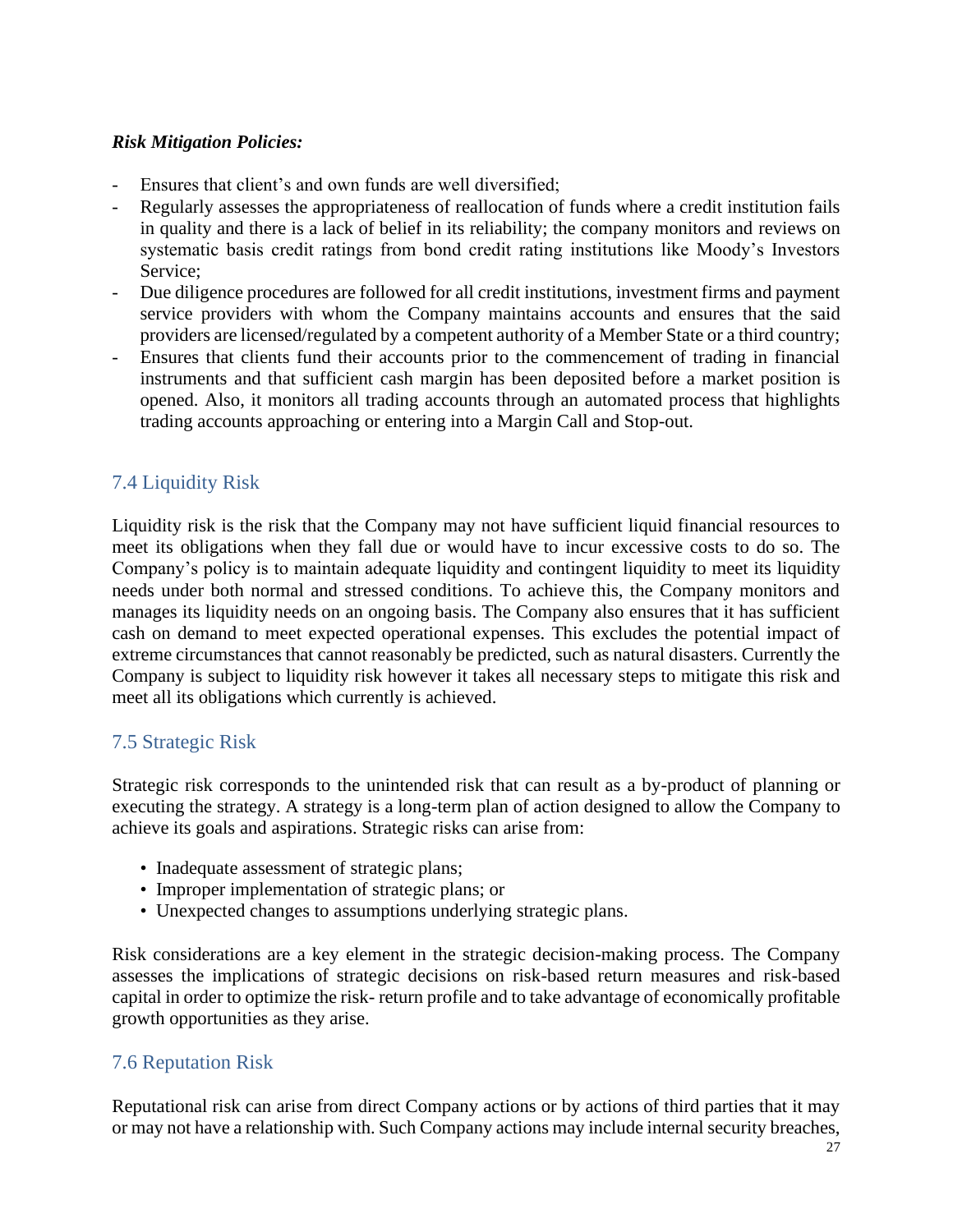***Risk Mitigation Policies:***

- Ensures that client's and own funds are well diversified;
- Regularly assesses the appropriateness of reallocation of funds where a credit institution fails in quality and there is a lack of belief in its reliability; the company monitors and reviews on systematic basis credit ratings from bond credit rating institutions like Moody's Investors Service;
- Due diligence procedures are followed for all credit institutions, investment firms and payment service providers with whom the Company maintains accounts and ensures that the said providers are licensed/regulated by a competent authority of a Member State or a third country;
- Ensures that clients fund their accounts prior to the commencement of trading in financial instruments and that sufficient cash margin has been deposited before a market position is opened. Also, it monitors all trading accounts through an automated process that highlights trading accounts approaching or entering into a Margin Call and Stop-out.

## 7.4 Liquidity Risk

Liquidity risk is the risk that the Company may not have sufficient liquid financial resources to meet its obligations when they fall due or would have to incur excessive costs to do so. The Company's policy is to maintain adequate liquidity and contingent liquidity to meet its liquidity needs under both normal and stressed conditions. To achieve this, the Company monitors and manages its liquidity needs on an ongoing basis. The Company also ensures that it has sufficient cash on demand to meet expected operational expenses. This excludes the potential impact of extreme circumstances that cannot reasonably be predicted, such as natural disasters. Currently the Company is subject to liquidity risk however it takes all necessary steps to mitigate this risk and meet all its obligations which currently is achieved.

## 7.5 Strategic Risk

Strategic risk corresponds to the unintended risk that can result as a by-product of planning or executing the strategy. A strategy is a long-term plan of action designed to allow the Company to achieve its goals and aspirations. Strategic risks can arise from:

- Inadequate assessment of strategic plans;
- Improper implementation of strategic plans; or
- Unexpected changes to assumptions underlying strategic plans.

Risk considerations are a key element in the strategic decision-making process. The Company assesses the implications of strategic decisions on risk-based return measures and risk-based capital in order to optimize the risk- return profile and to take advantage of economically profitable growth opportunities as they arise.

## 7.6 Reputation Risk

Reputational risk can arise from direct Company actions or by actions of third parties that it may or may not have a relationship with. Such Company actions may include internal security breaches,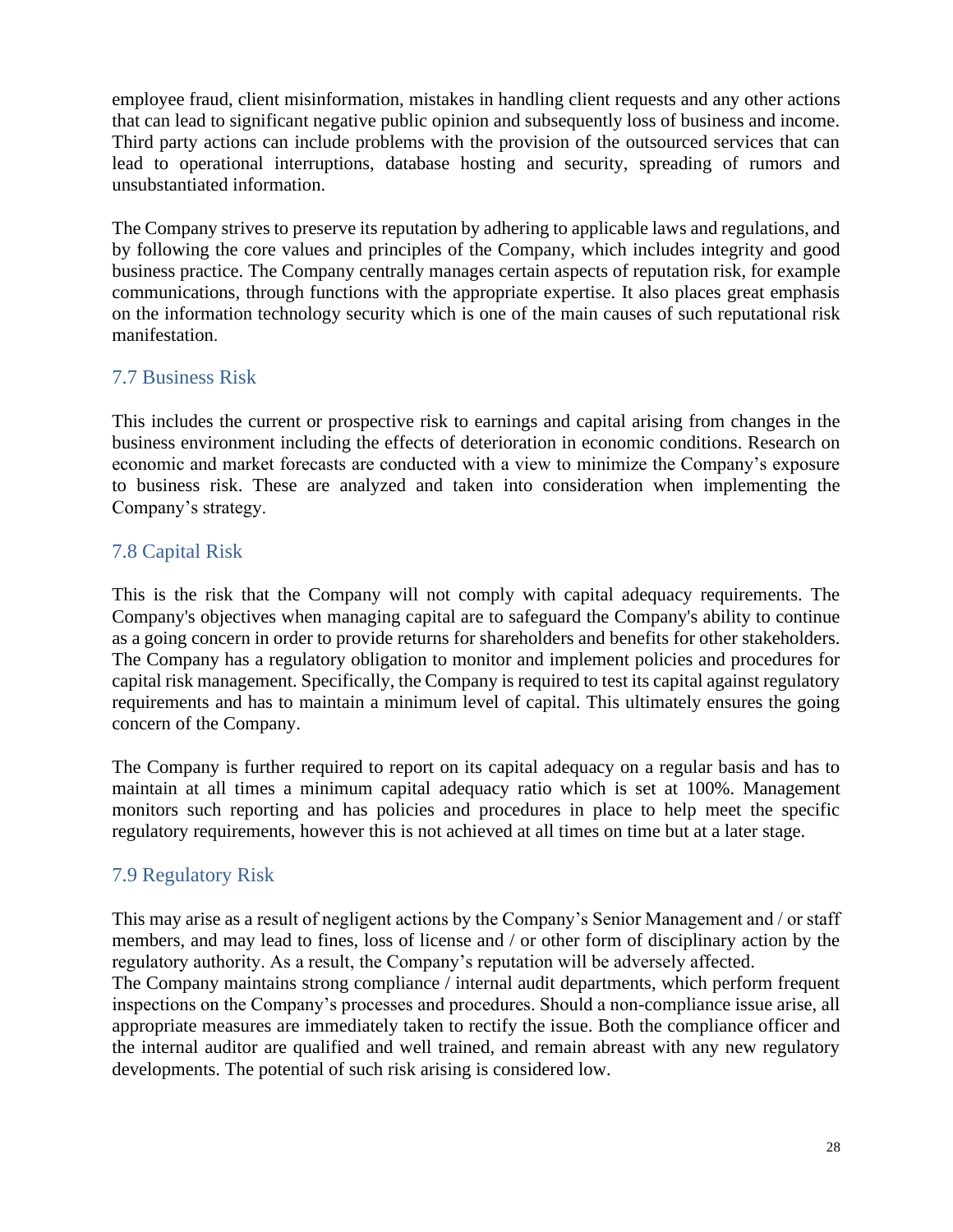employee fraud, client misinformation, mistakes in handling client requests and any other actions that can lead to significant negative public opinion and subsequently loss of business and income. Third party actions can include problems with the provision of the outsourced services that can lead to operational interruptions, database hosting and security, spreading of rumors and unsubstantiated information.

The Company strives to preserve its reputation by adhering to applicable laws and regulations, and by following the core values and principles of the Company, which includes integrity and good business practice. The Company centrally manages certain aspects of reputation risk, for example communications, through functions with the appropriate expertise. It also places great emphasis on the information technology security which is one of the main causes of such reputational risk manifestation.

## 7.7 Business Risk

This includes the current or prospective risk to earnings and capital arising from changes in the business environment including the effects of deterioration in economic conditions. Research on economic and market forecasts are conducted with a view to minimize the Company's exposure to business risk. These are analyzed and taken into consideration when implementing the Company's strategy.

## 7.8 Capital Risk

This is the risk that the Company will not comply with capital adequacy requirements. The Company's objectives when managing capital are to safeguard the Company's ability to continue as a going concern in order to provide returns for shareholders and benefits for other stakeholders. The Company has a regulatory obligation to monitor and implement policies and procedures for capital risk management. Specifically, the Company is required to test its capital against regulatory requirements and has to maintain a minimum level of capital. This ultimately ensures the going concern of the Company.

The Company is further required to report on its capital adequacy on a regular basis and has to maintain at all times a minimum capital adequacy ratio which is set at 100%. Management monitors such reporting and has policies and procedures in place to help meet the specific regulatory requirements, however this is not achieved at all times on time but at a later stage.

## 7.9 Regulatory Risk

This may arise as a result of negligent actions by the Company's Senior Management and / or staff members, and may lead to fines, loss of license and / or other form of disciplinary action by the regulatory authority. As a result, the Company's reputation will be adversely affected.
The Company maintains strong compliance / internal audit departments, which perform frequent inspections on the Company's processes and procedures. Should a non-compliance issue arise, all appropriate measures are immediately taken to rectify the issue. Both the compliance officer and the internal auditor are qualified and well trained, and remain abreast with any new regulatory developments. The potential of such risk arising is considered low.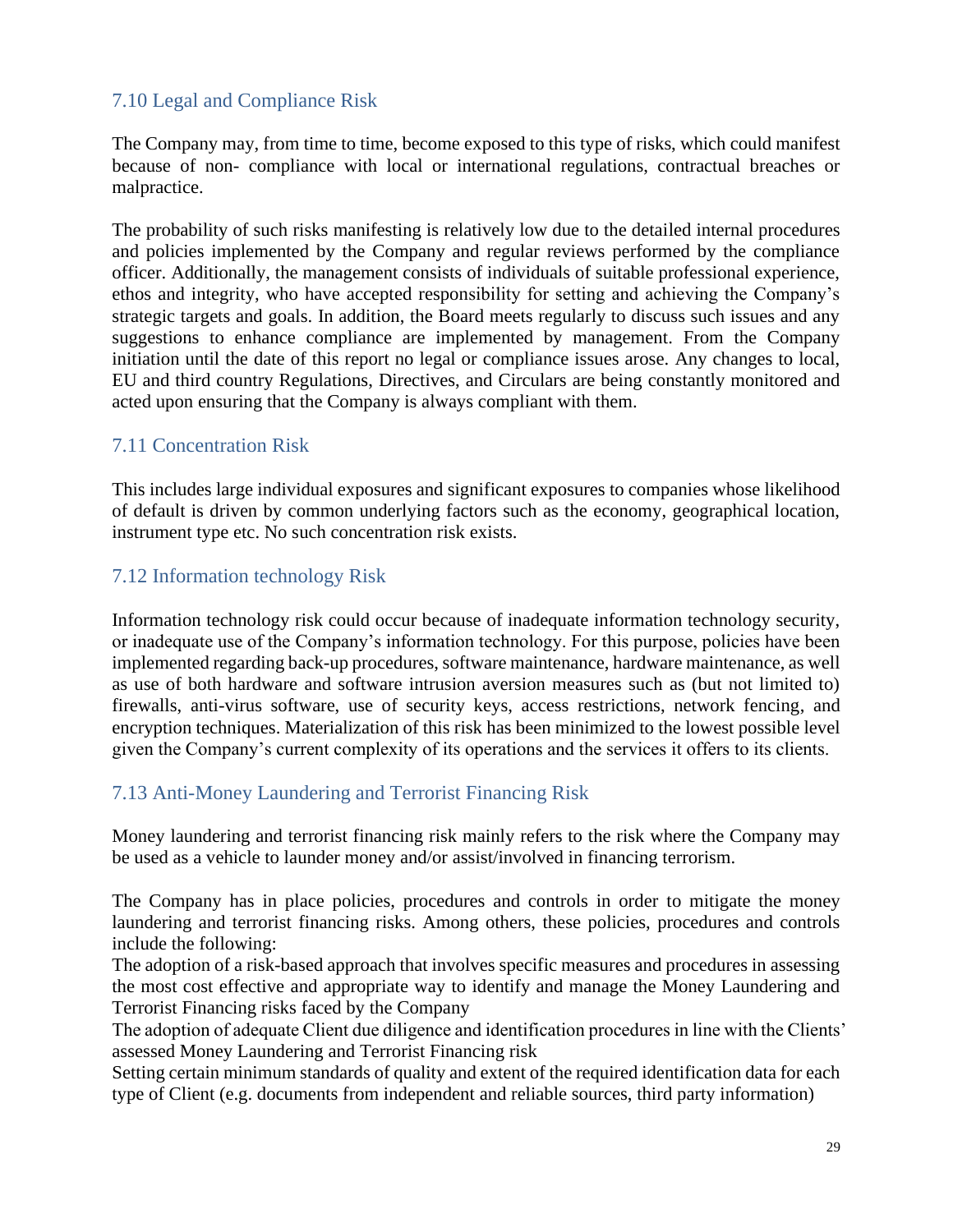## 7.10 Legal and Compliance Risk

The Company may, from time to time, become exposed to this type of risks, which could manifest because of non- compliance with local or international regulations, contractual breaches or malpractice.

The probability of such risks manifesting is relatively low due to the detailed internal procedures and policies implemented by the Company and regular reviews performed by the compliance officer. Additionally, the management consists of individuals of suitable professional experience, ethos and integrity, who have accepted responsibility for setting and achieving the Company's strategic targets and goals. In addition, the Board meets regularly to discuss such issues and any suggestions to enhance compliance are implemented by management. From the Company initiation until the date of this report no legal or compliance issues arose. Any changes to local, EU and third country Regulations, Directives, and Circulars are being constantly monitored and acted upon ensuring that the Company is always compliant with them.

## 7.11 Concentration Risk

This includes large individual exposures and significant exposures to companies whose likelihood of default is driven by common underlying factors such as the economy, geographical location, instrument type etc. No such concentration risk exists.

## 7.12 Information technology Risk

Information technology risk could occur because of inadequate information technology security, or inadequate use of the Company's information technology. For this purpose, policies have been implemented regarding back-up procedures, software maintenance, hardware maintenance, as well as use of both hardware and software intrusion aversion measures such as (but not limited to) firewalls, anti-virus software, use of security keys, access restrictions, network fencing, and encryption techniques. Materialization of this risk has been minimized to the lowest possible level given the Company's current complexity of its operations and the services it offers to its clients.

## 7.13 Anti-Money Laundering and Terrorist Financing Risk

Money laundering and terrorist financing risk mainly refers to the risk where the Company may be used as a vehicle to launder money and/or assist/involved in financing terrorism.

The Company has in place policies, procedures and controls in order to mitigate the money laundering and terrorist financing risks. Among others, these policies, procedures and controls include the following:

The adoption of a risk-based approach that involves specific measures and procedures in assessing the most cost effective and appropriate way to identify and manage the Money Laundering and Terrorist Financing risks faced by the Company

The adoption of adequate Client due diligence and identification procedures in line with the Clients' assessed Money Laundering and Terrorist Financing risk

Setting certain minimum standards of quality and extent of the required identification data for each type of Client (e.g. documents from independent and reliable sources, third party information)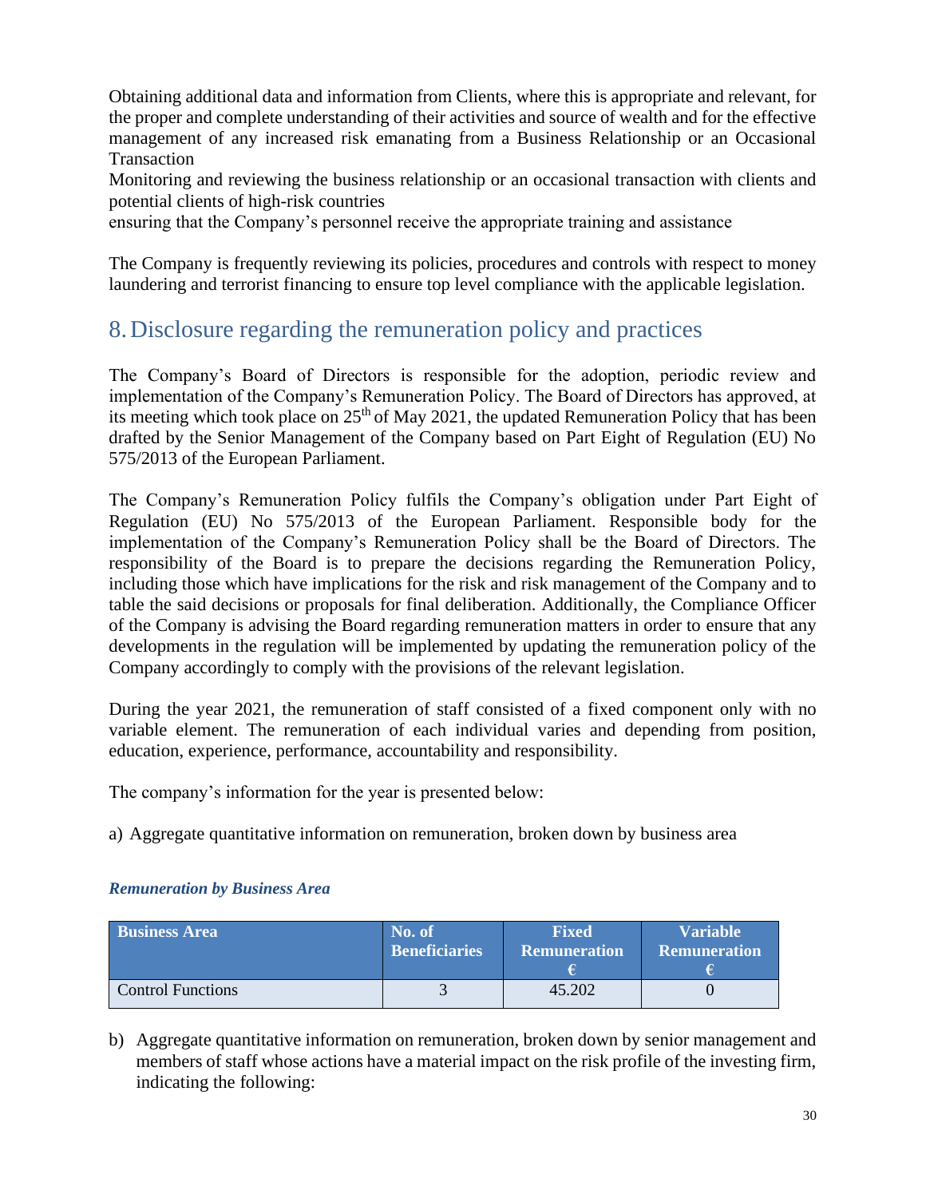Obtaining additional data and information from Clients, where this is appropriate and relevant, for the proper and complete understanding of their activities and source of wealth and for the effective management of any increased risk emanating from a Business Relationship or an Occasional Transaction

Monitoring and reviewing the business relationship or an occasional transaction with clients and potential clients of high-risk countries

ensuring that the Company's personnel receive the appropriate training and assistance

The Company is frequently reviewing its policies, procedures and controls with respect to money laundering and terrorist financing to ensure top level compliance with the applicable legislation.

# 8. Disclosure regarding the remuneration policy and practices

The Company's Board of Directors is responsible for the adoption, periodic review and implementation of the Company's Remuneration Policy. The Board of Directors has approved, at its meeting which took place on 25th of May 2021, the updated Remuneration Policy that has been drafted by the Senior Management of the Company based on Part Eight of Regulation (EU) No 575/2013 of the European Parliament.

The Company's Remuneration Policy fulfils the Company's obligation under Part Eight of Regulation (EU) No 575/2013 of the European Parliament. Responsible body for the implementation of the Company's Remuneration Policy shall be the Board of Directors. The responsibility of the Board is to prepare the decisions regarding the Remuneration Policy, including those which have implications for the risk and risk management of the Company and to table the said decisions or proposals for final deliberation. Additionally, the Compliance Officer of the Company is advising the Board regarding remuneration matters in order to ensure that any developments in the regulation will be implemented by updating the remuneration policy of the Company accordingly to comply with the provisions of the relevant legislation.

During the year 2021, the remuneration of staff consisted of a fixed component only with no variable element. The remuneration of each individual varies and depending from position, education, experience, performance, accountability and responsibility.

The company's information for the year is presented below:

a) Aggregate quantitative information on remuneration, broken down by business area

***Remuneration by Business Area***

| Business Area | No. of Beneficiaries | Fixed Remuneration € | Variable Remuneration € |
|---|---|---|---|
| Control Functions | 3 | 45.202 | 0 |

b) Aggregate quantitative information on remuneration, broken down by senior management and members of staff whose actions have a material impact on the risk profile of the investing firm, indicating the following: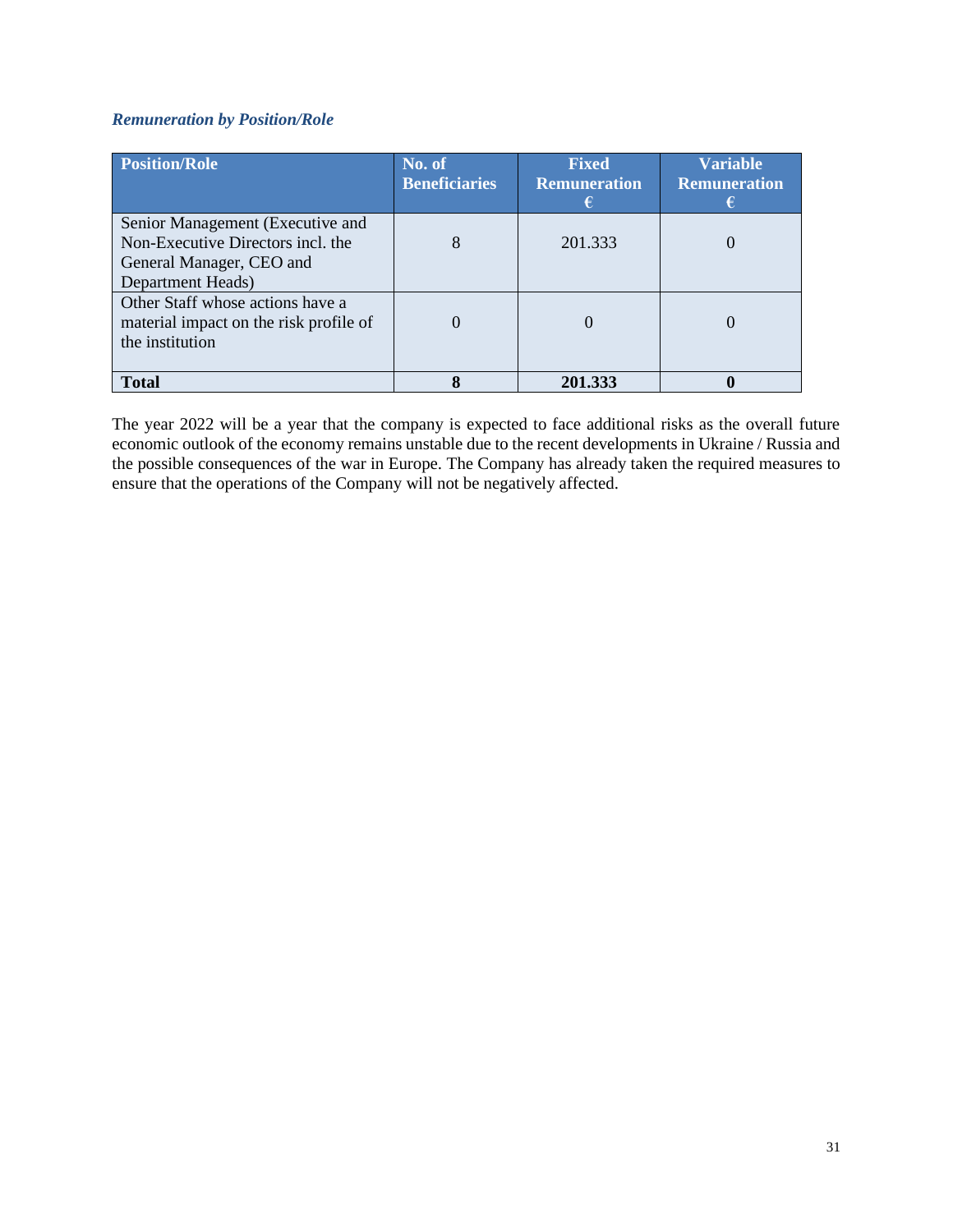*Remuneration by Position/Role*

| Position/Role | No. of Beneficiaries | Fixed Remuneration € | Variable Remuneration € |
|---|---|---|---|
| Senior Management (Executive and Non-Executive Directors incl. the General Manager, CEO and Department Heads) | 8 | 201.333 | 0 |
| Other Staff whose actions have a material impact on the risk profile of the institution | 0 | 0 | 0 |
| **Total** | **8** | **201.333** | **0** |

The year 2022 will be a year that the company is expected to face additional risks as the overall future economic outlook of the economy remains unstable due to the recent developments in Ukraine / Russia and the possible consequences of the war in Europe. The Company has already taken the required measures to ensure that the operations of the Company will not be negatively affected.